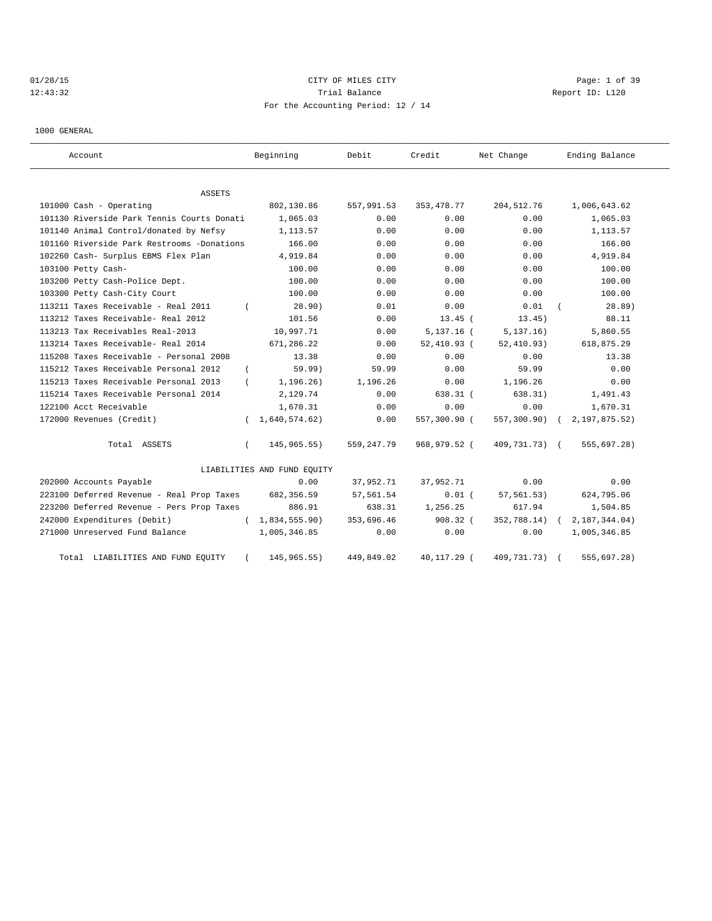01/28/15 CITY OF MILES CITY
12:43:32 Trial Balance Report ID: L120
For the Accounting Period: 12 / 14

1000 GENERAL

| Account | Beginning | Debit | Credit | Net Change | Ending Balance |
|---|---|---|---|---|---|
| ASSETS | | | | | |
| 101000 Cash - Operating | 802,130.86 | 557,991.53 | 353,478.77 | 204,512.76 | 1,006,643.62 |
| 101130 Riverside Park Tennis Courts Donati | 1,065.03 | 0.00 | 0.00 | 0.00 | 1,065.03 |
| 101140 Animal Control/donated by Nefsy | 1,113.57 | 0.00 | 0.00 | 0.00 | 1,113.57 |
| 101160 Riverside Park Restrooms -Donations | 166.00 | 0.00 | 0.00 | 0.00 | 166.00 |
| 102260 Cash- Surplus EBMS Flex Plan | 4,919.84 | 0.00 | 0.00 | 0.00 | 4,919.84 |
| 103100 Petty Cash- | 100.00 | 0.00 | 0.00 | 0.00 | 100.00 |
| 103200 Petty Cash-Police Dept. | 100.00 | 0.00 | 0.00 | 0.00 | 100.00 |
| 103300 Petty Cash-City Court | 100.00 | 0.00 | 0.00 | 0.00 | 100.00 |
| 113211 Taxes Receivable - Real 2011 | ( 28.90) | 0.01 | 0.00 | 0.01 | ( 28.89) |
| 113212 Taxes Receivable- Real 2012 | 101.56 | 0.00 | 13.45 | ( 13.45) | 88.11 |
| 113213 Tax Receivables Real-2013 | 10,997.71 | 0.00 | 5,137.16 | ( 5,137.16) | 5,860.55 |
| 113214 Taxes Receivable- Real 2014 | 671,286.22 | 0.00 | 52,410.93 | ( 52,410.93) | 618,875.29 |
| 115208 Taxes Receivable - Personal 2008 | 13.38 | 0.00 | 0.00 | 0.00 | 13.38 |
| 115212 Taxes Receivable Personal 2012 | ( 59.99) | 59.99 | 0.00 | 59.99 | 0.00 |
| 115213 Taxes Receivable Personal 2013 | ( 1,196.26) | 1,196.26 | 0.00 | 1,196.26 | 0.00 |
| 115214 Taxes Receivable Personal 2014 | 2,129.74 | 0.00 | 638.31 | ( 638.31) | 1,491.43 |
| 122100 Acct Receivable | 1,670.31 | 0.00 | 0.00 | 0.00 | 1,670.31 |
| 172000 Revenues (Credit) | ( 1,640,574.62) | 0.00 | 557,300.90 | ( 557,300.90) | ( 2,197,875.52) |
| Total ASSETS | ( 145,965.55) | 559,247.79 | 968,979.52 | ( 409,731.73) | ( 555,697.28) |
| LIABILITIES AND FUND EQUITY | | | | | |
| 202000 Accounts Payable | 0.00 | 37,952.71 | 37,952.71 | 0.00 | 0.00 |
| 223100 Deferred Revenue - Real Prop Taxes | 682,356.59 | 57,561.54 | 0.01 | ( 57,561.53) | 624,795.06 |
| 223200 Deferred Revenue - Pers Prop Taxes | 886.91 | 638.31 | 1,256.25 | 617.94 | 1,504.85 |
| 242000 Expenditures (Debit) | ( 1,834,555.90) | 353,696.46 | 908.32 | ( 352,788.14) | ( 2,187,344.04) |
| 271000 Unreserved Fund Balance | 1,005,346.85 | 0.00 | 0.00 | 0.00 | 1,005,346.85 |
| Total LIABILITIES AND FUND EQUITY | ( 145,965.55) | 449,849.02 | 40,117.29 | ( 409,731.73) | ( 555,697.28) |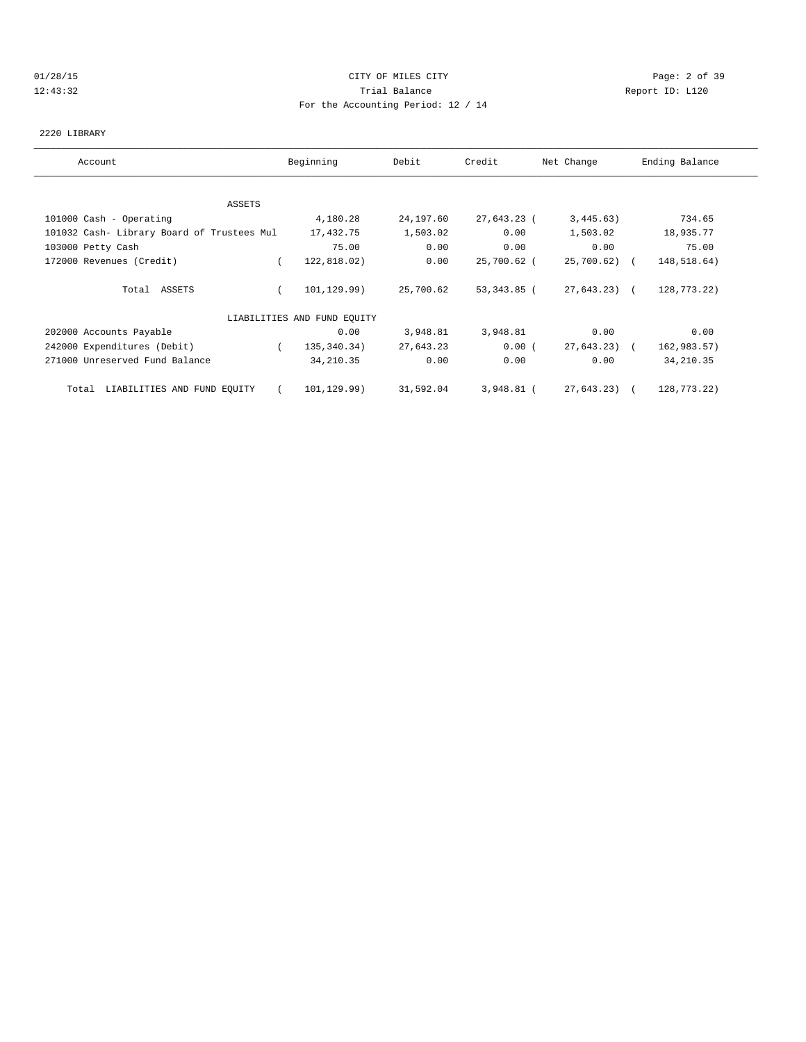CITY OF MILES CITY
Trial Balance
For the Accounting Period: 12 / 14

01/28/15
12:43:32

Report ID: L120

2220 LIBRARY

| Account | Beginning | Debit | Credit | Net Change | Ending Balance |
|---|---|---|---|---|---|
| ASSETS | | | | | |
| 101000 Cash - Operating | 4,180.28 | 24,197.60 | 27,643.23 | ( 3,445.63) | 734.65 |
| 101032 Cash- Library Board of Trustees Mul | 17,432.75 | 1,503.02 | 0.00 | 1,503.02 | 18,935.77 |
| 103000 Petty Cash | 75.00 | 0.00 | 0.00 | 0.00 | 75.00 |
| 172000 Revenues (Credit) | ( 122,818.02) | 0.00 | 25,700.62 | ( 25,700.62) | ( 148,518.64) |
| Total ASSETS | ( 101,129.99) | 25,700.62 | 53,343.85 | ( 27,643.23) | ( 128,773.22) |
| LIABILITIES AND FUND EQUITY | | | | | |
| 202000 Accounts Payable | 0.00 | 3,948.81 | 3,948.81 | 0.00 | 0.00 |
| 242000 Expenditures (Debit) | ( 135,340.34) | 27,643.23 | 0.00 | ( 27,643.23) | ( 162,983.57) |
| 271000 Unreserved Fund Balance | 34,210.35 | 0.00 | 0.00 | 0.00 | 34,210.35 |
| Total LIABILITIES AND FUND EQUITY | ( 101,129.99) | 31,592.04 | 3,948.81 | ( 27,643.23) | ( 128,773.22) |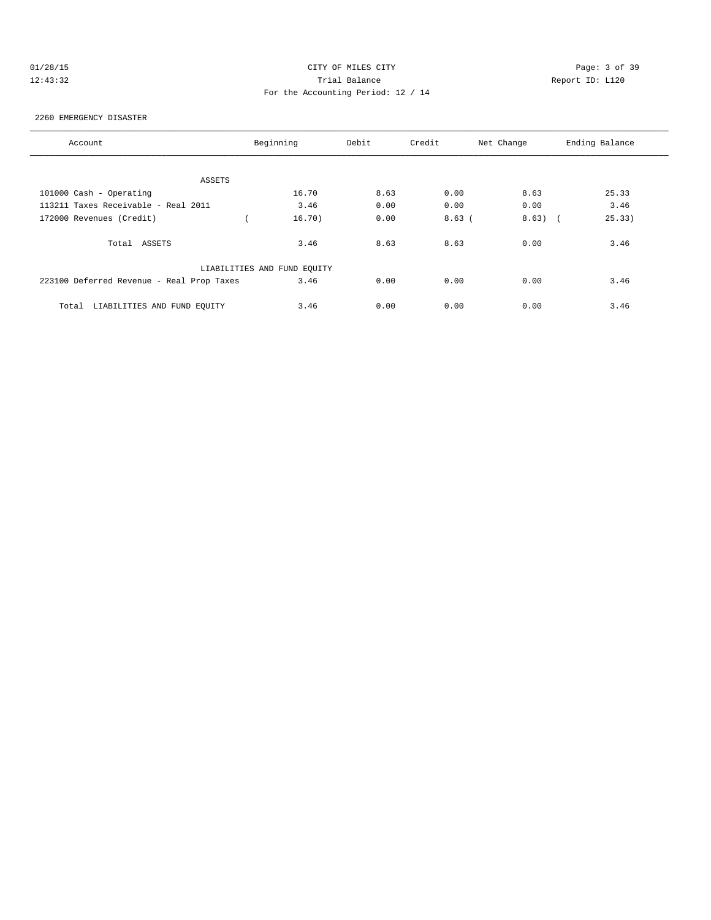CITY OF MILES CITY

Trial Balance

For the Accounting Period: 12 / 14

01/28/15 12:43:32 Report ID: L120

2260 EMERGENCY DISASTER

| Account | Beginning | Debit | Credit | Net Change | Ending Balance |
|---|---|---|---|---|---|
| ASSETS | | | | | |
| 101000 Cash - Operating | 16.70 | 8.63 | 0.00 | 8.63 | 25.33 |
| 113211 Taxes Receivable - Real 2011 | 3.46 | 0.00 | 0.00 | 0.00 | 3.46 |
| 172000 Revenues (Credit) | ( 16.70) | 0.00 | 8.63 | ( 8.63) | ( 25.33) |
| Total ASSETS | 3.46 | 8.63 | 8.63 | 0.00 | 3.46 |
| LIABILITIES AND FUND EQUITY | | | | | |
| 223100 Deferred Revenue - Real Prop Taxes | 3.46 | 0.00 | 0.00 | 0.00 | 3.46 |
| Total LIABILITIES AND FUND EQUITY | 3.46 | 0.00 | 0.00 | 0.00 | 3.46 |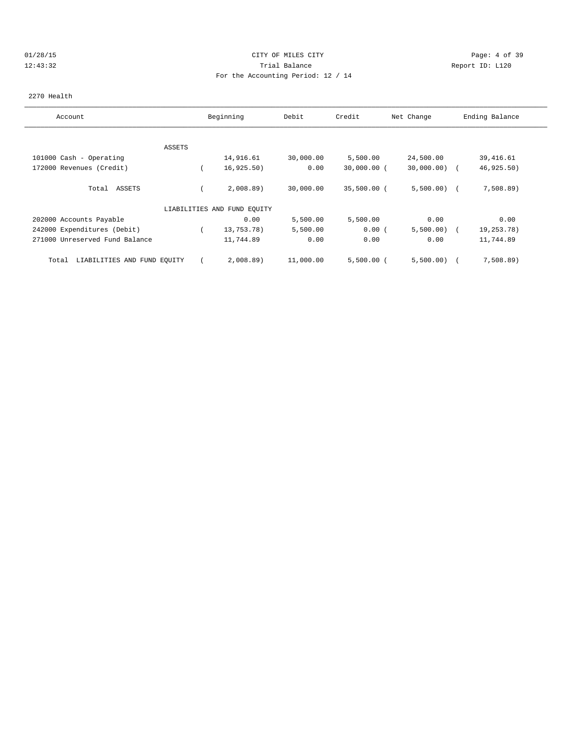CITY OF MILES CITY
Trial Balance
For the Accounting Period: 12 / 14

01/28/15
12:43:32

Report ID: L120

2270 Health

| Account | Beginning | Debit | Credit | Net Change | Ending Balance |
|---|---|---|---|---|---|
| ASSETS | | | | | |
| 101000 Cash - Operating | 14,916.61 | 30,000.00 | 5,500.00 | 24,500.00 | 39,416.61 |
| 172000 Revenues (Credit) | ( 16,925.50) | 0.00 | 30,000.00 | ( 30,000.00) | ( 46,925.50) |
| Total ASSETS | ( 2,008.89) | 30,000.00 | 35,500.00 | ( 5,500.00) | ( 7,508.89) |
| LIABILITIES AND FUND EQUITY | | | | | |
| 202000 Accounts Payable | 0.00 | 5,500.00 | 5,500.00 | 0.00 | 0.00 |
| 242000 Expenditures (Debit) | ( 13,753.78) | 5,500.00 | 0.00 | ( 5,500.00) | ( 19,253.78) |
| 271000 Unreserved Fund Balance | 11,744.89 | 0.00 | 0.00 | 0.00 | 11,744.89 |
| Total LIABILITIES AND FUND EQUITY | ( 2,008.89) | 11,000.00 | 5,500.00 | ( 5,500.00) | ( 7,508.89) |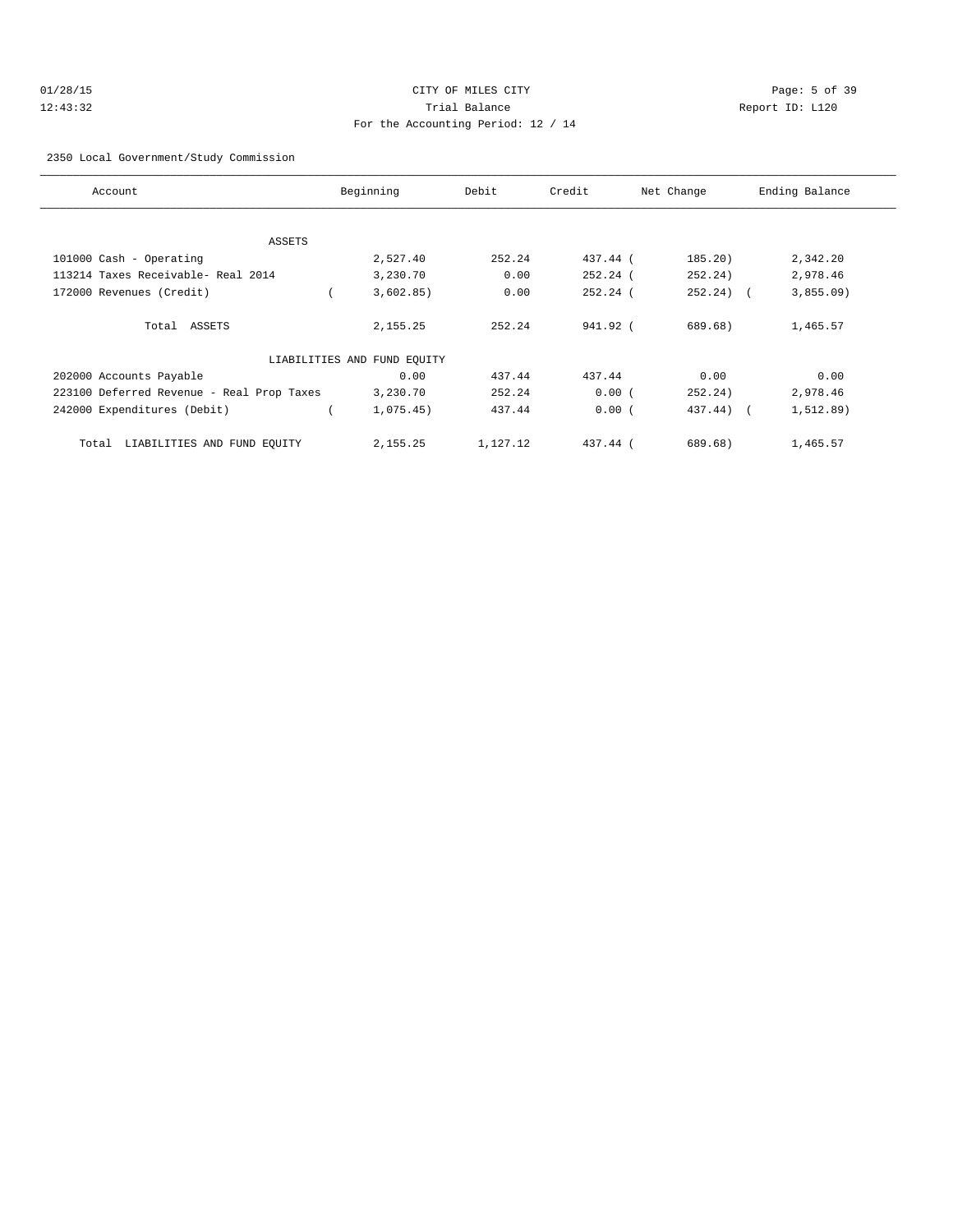CITY OF MILES CITY

Trial Balance

For the Accounting Period: 12 / 14

2350 Local Government/Study Commission

| Account | Beginning | Debit | Credit | Net Change | Ending Balance |
|---|---|---|---|---|---|
| ASSETS | | | | | |
| 101000 Cash - Operating | 2,527.40 | 252.24 | 437.44 | ( 185.20) | 2,342.20 |
| 113214 Taxes Receivable- Real 2014 | 3,230.70 | 0.00 | 252.24 | ( 252.24) | 2,978.46 |
| 172000 Revenues (Credit) | ( 3,602.85) | 0.00 | 252.24 | ( 252.24) | ( 3,855.09) |
| Total ASSETS | 2,155.25 | 252.24 | 941.92 | ( 689.68) | 1,465.57 |
| LIABILITIES AND FUND EQUITY | | | | | |
| 202000 Accounts Payable | 0.00 | 437.44 | 437.44 | 0.00 | 0.00 |
| 223100 Deferred Revenue - Real Prop Taxes | 3,230.70 | 252.24 | 0.00 | ( 252.24) | 2,978.46 |
| 242000 Expenditures (Debit) | ( 1,075.45) | 437.44 | 0.00 | ( 437.44) | ( 1,512.89) |
| Total LIABILITIES AND FUND EQUITY | 2,155.25 | 1,127.12 | 437.44 | ( 689.68) | 1,465.57 |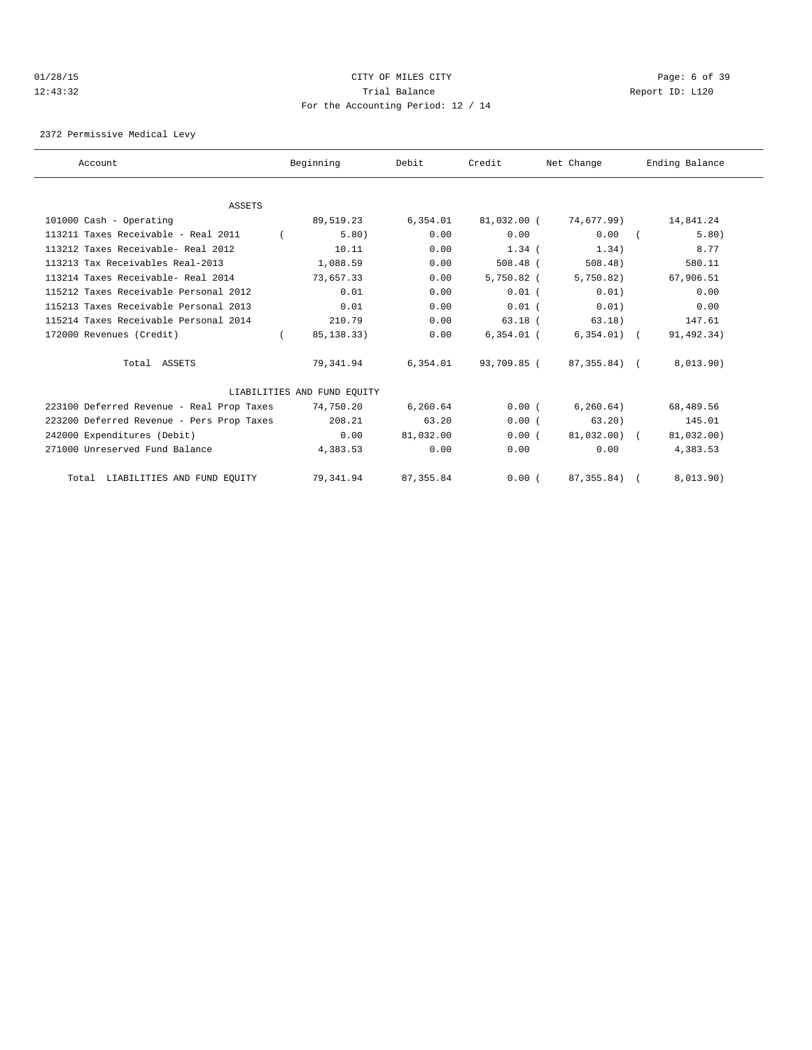CITY OF MILES CITY
Trial Balance
For the Accounting Period: 12 / 14

01/28/15
12:43:32

Report ID: L120

2372 Permissive Medical Levy

| Account | Beginning | Debit | Credit | Net Change | Ending Balance |
|---|---|---|---|---|---|
| ASSETS | | | | | |
| 101000 Cash - Operating | 89,519.23 | 6,354.01 | 81,032.00 | ( 74,677.99) | 14,841.24 |
| 113211 Taxes Receivable - Real 2011 | ( 5.80) | 0.00 | 0.00 | 0.00 | ( 5.80) |
| 113212 Taxes Receivable- Real 2012 | 10.11 | 0.00 | 1.34 | ( 1.34) | 8.77 |
| 113213 Tax Receivables Real-2013 | 1,088.59 | 0.00 | 508.48 | ( 508.48) | 580.11 |
| 113214 Taxes Receivable- Real 2014 | 73,657.33 | 0.00 | 5,750.82 | ( 5,750.82) | 67,906.51 |
| 115212 Taxes Receivable Personal 2012 | 0.01 | 0.00 | 0.01 | ( 0.01) | 0.00 |
| 115213 Taxes Receivable Personal 2013 | 0.01 | 0.00 | 0.01 | ( 0.01) | 0.00 |
| 115214 Taxes Receivable Personal 2014 | 210.79 | 0.00 | 63.18 | ( 63.18) | 147.61 |
| 172000 Revenues (Credit) | ( 85,138.33) | 0.00 | 6,354.01 | ( 6,354.01) | ( 91,492.34) |
| Total ASSETS | 79,341.94 | 6,354.01 | 93,709.85 | ( 87,355.84) | ( 8,013.90) |
| LIABILITIES AND FUND EQUITY | | | | | |
| 223100 Deferred Revenue - Real Prop Taxes | 74,750.20 | 6,260.64 | 0.00 | ( 6,260.64) | 68,489.56 |
| 223200 Deferred Revenue - Pers Prop Taxes | 208.21 | 63.20 | 0.00 | ( 63.20) | 145.01 |
| 242000 Expenditures (Debit) | 0.00 | 81,032.00 | 0.00 | ( 81,032.00) | ( 81,032.00) |
| 271000 Unreserved Fund Balance | 4,383.53 | 0.00 | 0.00 | 0.00 | 4,383.53 |
| Total LIABILITIES AND FUND EQUITY | 79,341.94 | 87,355.84 | 0.00 | ( 87,355.84) | ( 8,013.90) |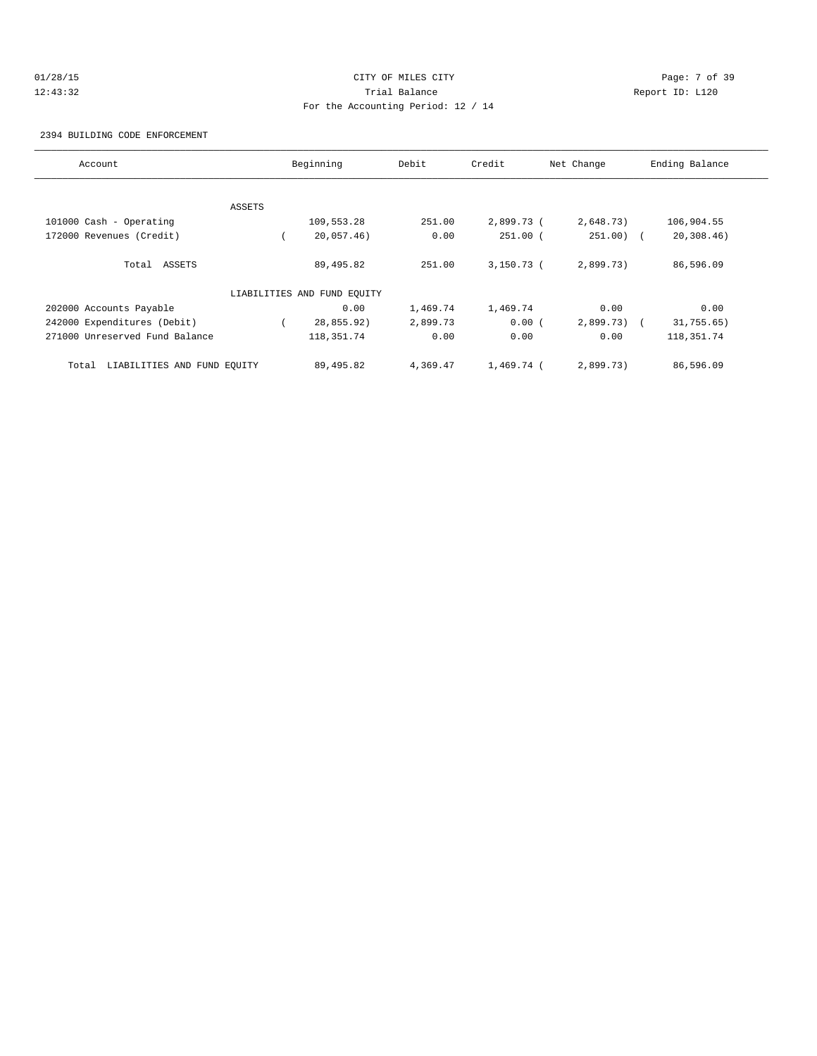CITY OF MILES CITY
Trial Balance
For the Accounting Period: 12 / 14

01/28/15
12:43:32

Report ID: L120

2394 BUILDING CODE ENFORCEMENT

| Account | Beginning | Debit | Credit | Net Change | Ending Balance |
|---|---|---|---|---|---|
| ASSETS | | | | | |
| 101000 Cash - Operating | 109,553.28 | 251.00 | 2,899.73 | ( 2,648.73) | 106,904.55 |
| 172000 Revenues (Credit) | ( 20,057.46) | 0.00 | 251.00 | ( 251.00) | ( 20,308.46) |
| Total ASSETS | 89,495.82 | 251.00 | 3,150.73 | ( 2,899.73) | 86,596.09 |
| LIABILITIES AND FUND EQUITY | | | | | |
| 202000 Accounts Payable | 0.00 | 1,469.74 | 1,469.74 | 0.00 | 0.00 |
| 242000 Expenditures (Debit) | ( 28,855.92) | 2,899.73 | 0.00 | ( 2,899.73) | ( 31,755.65) |
| 271000 Unreserved Fund Balance | 118,351.74 | 0.00 | 0.00 | 0.00 | 118,351.74 |
| Total LIABILITIES AND FUND EQUITY | 89,495.82 | 4,369.47 | 1,469.74 | ( 2,899.73) | 86,596.09 |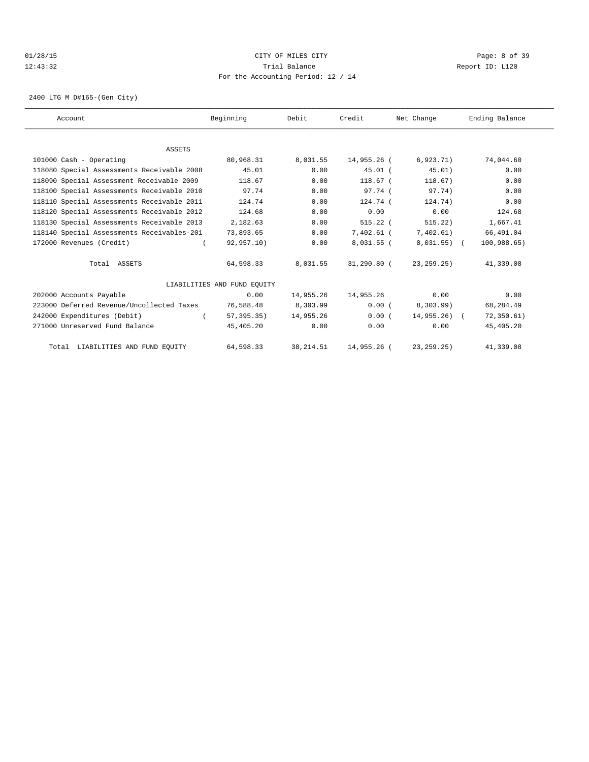01/28/15 CITY OF MILES CITY
12:43:32 Trial Balance Report ID: L120
For the Accounting Period: 12 / 14

2400 LTG M D#165-(Gen City)

| Account | Beginning | Debit | Credit | Net Change | Ending Balance |
|---|---|---|---|---|---|
| ASSETS | | | | | |
| 101000 Cash - Operating | 80,968.31 | 8,031.55 | 14,955.26 | ( 6,923.71) | 74,044.60 |
| 118080 Special Assessments Receivable 2008 | 45.01 | 0.00 | 45.01 | ( 45.01) | 0.00 |
| 118090 Special Assessment Receivable 2009 | 118.67 | 0.00 | 118.67 | ( 118.67) | 0.00 |
| 118100 Special Assessments Receivable 2010 | 97.74 | 0.00 | 97.74 | ( 97.74) | 0.00 |
| 118110 Special Assessments Receivable 2011 | 124.74 | 0.00 | 124.74 | ( 124.74) | 0.00 |
| 118120 Special Assessments Receivable 2012 | 124.68 | 0.00 | 0.00 | 0.00 | 124.68 |
| 118130 Special Assessments Receivable 2013 | 2,182.63 | 0.00 | 515.22 | ( 515.22) | 1,667.41 |
| 118140 Special Assessments Receivables-201 | 73,893.65 | 0.00 | 7,402.61 | ( 7,402.61) | 66,491.04 |
| 172000 Revenues (Credit) | ( 92,957.10) | 0.00 | 8,031.55 | ( 8,031.55) | ( 100,988.65) |
| Total ASSETS | 64,598.33 | 8,031.55 | 31,290.80 | ( 23,259.25) | 41,339.08 |
| LIABILITIES AND FUND EQUITY | | | | | |
| 202000 Accounts Payable | 0.00 | 14,955.26 | 14,955.26 | 0.00 | 0.00 |
| 223000 Deferred Revenue/Uncollected Taxes | 76,588.48 | 8,303.99 | 0.00 | ( 8,303.99) | 68,284.49 |
| 242000 Expenditures (Debit) | ( 57,395.35) | 14,955.26 | 0.00 | ( 14,955.26) | ( 72,350.61) |
| 271000 Unreserved Fund Balance | 45,405.20 | 0.00 | 0.00 | 0.00 | 45,405.20 |
| Total LIABILITIES AND FUND EQUITY | 64,598.33 | 38,214.51 | 14,955.26 | ( 23,259.25) | 41,339.08 |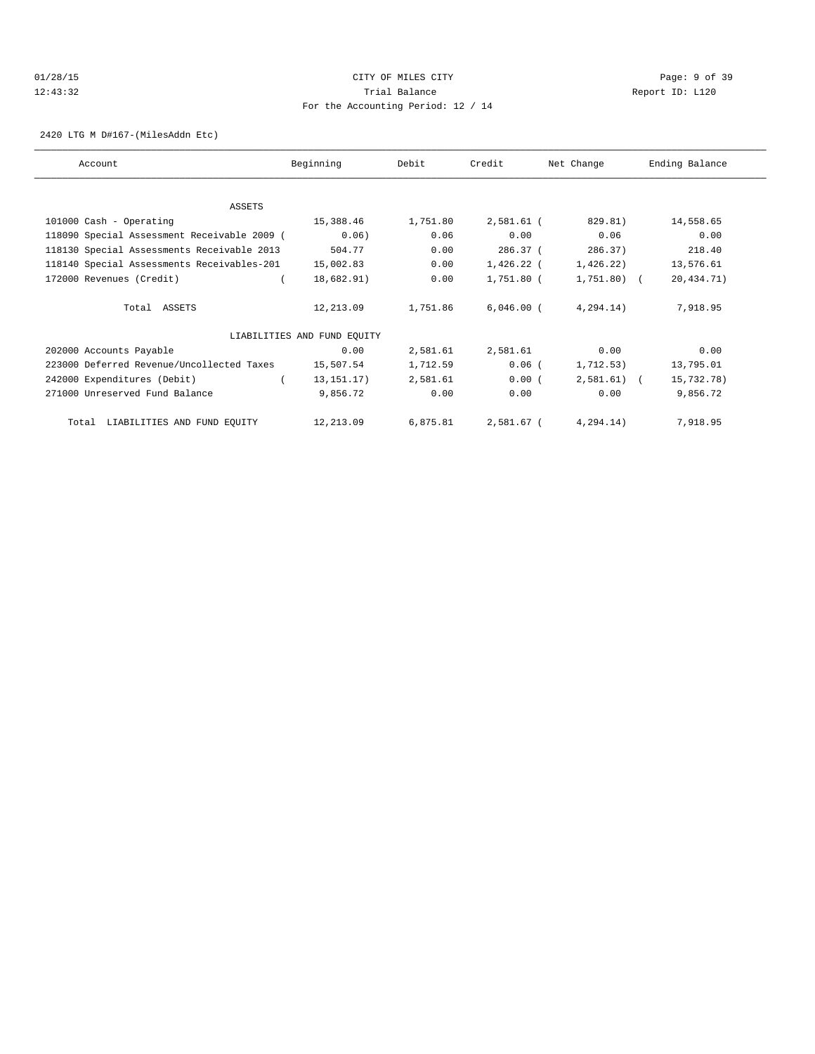CITY OF MILES CITY

Trial Balance

For the Accounting Period: 12 / 14

2420 LTG M D#167-(MilesAddn Etc)

| Account | Beginning | Debit | Credit | Net Change | Ending Balance |
|---|---|---|---|---|---|
| ASSETS | | | | | |
| 101000 Cash - Operating | 15,388.46 | 1,751.80 | 2,581.61 | ( 829.81) | 14,558.65 |
| 118090 Special Assessment Receivable 2009 | ( 0.06) | 0.06 | 0.00 | 0.06 | 0.00 |
| 118130 Special Assessments Receivable 2013 | 504.77 | 0.00 | 286.37 | ( 286.37) | 218.40 |
| 118140 Special Assessments Receivables-201 | 15,002.83 | 0.00 | 1,426.22 | ( 1,426.22) | 13,576.61 |
| 172000 Revenues (Credit) | ( 18,682.91) | 0.00 | 1,751.80 | ( 1,751.80) | ( 20,434.71) |
| Total ASSETS | 12,213.09 | 1,751.86 | 6,046.00 | ( 4,294.14) | 7,918.95 |
| LIABILITIES AND FUND EQUITY | | | | | |
| 202000 Accounts Payable | 0.00 | 2,581.61 | 2,581.61 | 0.00 | 0.00 |
| 223000 Deferred Revenue/Uncollected Taxes | 15,507.54 | 1,712.59 | 0.06 | ( 1,712.53) | 13,795.01 |
| 242000 Expenditures (Debit) | ( 13,151.17) | 2,581.61 | 0.00 | ( 2,581.61) | ( 15,732.78) |
| 271000 Unreserved Fund Balance | 9,856.72 | 0.00 | 0.00 | 0.00 | 9,856.72 |
| Total LIABILITIES AND FUND EQUITY | 12,213.09 | 6,875.81 | 2,581.67 | ( 4,294.14) | 7,918.95 |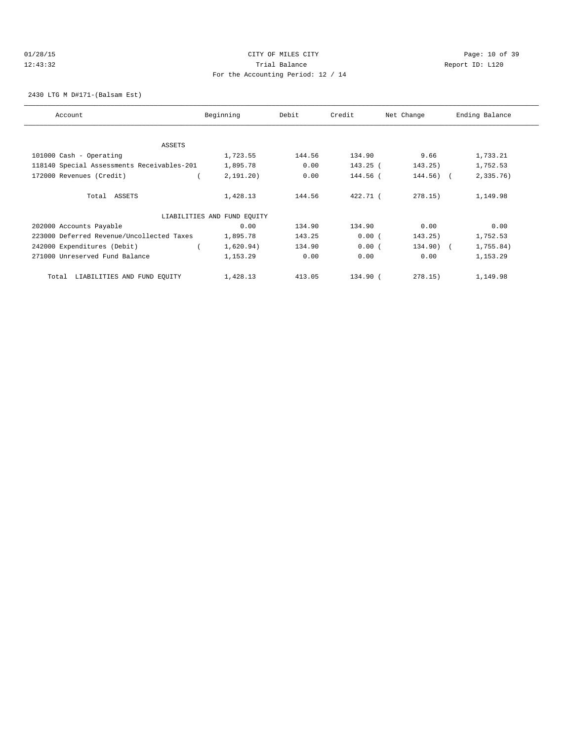CITY OF MILES CITY

Trial Balance

For the Accounting Period: 12 / 14

01/28/15 12:43:32 Report ID: L120

2430 LTG M D#171-(Balsam Est)

| Account | Beginning | Debit | Credit | Net Change | Ending Balance |
|---|---|---|---|---|---|
| ASSETS | | | | | |
| 101000 Cash - Operating | 1,723.55 | 144.56 | 134.90 | 9.66 | 1,733.21 |
| 118140 Special Assessments Receivables-201 | 1,895.78 | 0.00 | 143.25 | ( 143.25) | 1,752.53 |
| 172000 Revenues (Credit) | ( 2,191.20) | 0.00 | 144.56 | ( 144.56) | ( 2,335.76) |
| Total ASSETS | 1,428.13 | 144.56 | 422.71 | ( 278.15) | 1,149.98 |
| LIABILITIES AND FUND EQUITY | | | | | |
| 202000 Accounts Payable | 0.00 | 134.90 | 134.90 | 0.00 | 0.00 |
| 223000 Deferred Revenue/Uncollected Taxes | 1,895.78 | 143.25 | 0.00 | ( 143.25) | 1,752.53 |
| 242000 Expenditures (Debit) | ( 1,620.94) | 134.90 | 0.00 | ( 134.90) | ( 1,755.84) |
| 271000 Unreserved Fund Balance | 1,153.29 | 0.00 | 0.00 | 0.00 | 1,153.29 |
| Total LIABILITIES AND FUND EQUITY | 1,428.13 | 413.05 | 134.90 | ( 278.15) | 1,149.98 |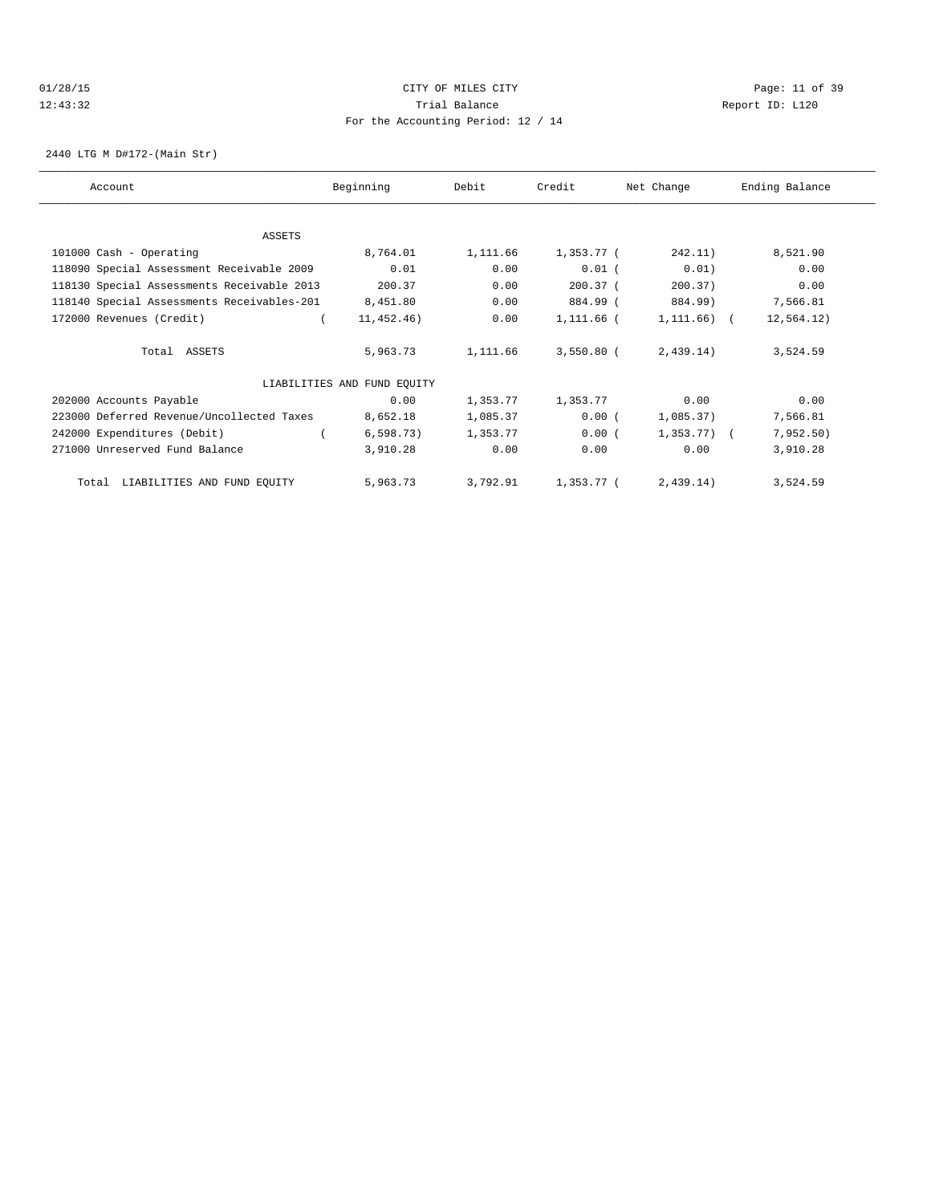CITY OF MILES CITY
Trial Balance
For the Accounting Period: 12 / 14

01/28/15
12:43:32

Report ID: L120

2440 LTG M D#172-(Main Str)

| Account | Beginning | Debit | Credit | Net Change | Ending Balance |
|---|---|---|---|---|---|
| ASSETS | | | | | |
| 101000 Cash - Operating | 8,764.01 | 1,111.66 | 1,353.77 | ( 242.11) | 8,521.90 |
| 118090 Special Assessment Receivable 2009 | 0.01 | 0.00 | 0.01 | ( 0.01) | 0.00 |
| 118130 Special Assessments Receivable 2013 | 200.37 | 0.00 | 200.37 | ( 200.37) | 0.00 |
| 118140 Special Assessments Receivables-201 | 8,451.80 | 0.00 | 884.99 | ( 884.99) | 7,566.81 |
| 172000 Revenues (Credit) | ( 11,452.46) | 0.00 | 1,111.66 | ( 1,111.66) | ( 12,564.12) |
| Total ASSETS | 5,963.73 | 1,111.66 | 3,550.80 | ( 2,439.14) | 3,524.59 |
| LIABILITIES AND FUND EQUITY | | | | | |
| 202000 Accounts Payable | 0.00 | 1,353.77 | 1,353.77 | 0.00 | 0.00 |
| 223000 Deferred Revenue/Uncollected Taxes | 8,652.18 | 1,085.37 | 0.00 | ( 1,085.37) | 7,566.81 |
| 242000 Expenditures (Debit) | ( 6,598.73) | 1,353.77 | 0.00 | ( 1,353.77) | ( 7,952.50) |
| 271000 Unreserved Fund Balance | 3,910.28 | 0.00 | 0.00 | 0.00 | 3,910.28 |
| Total LIABILITIES AND FUND EQUITY | 5,963.73 | 3,792.91 | 1,353.77 | ( 2,439.14) | 3,524.59 |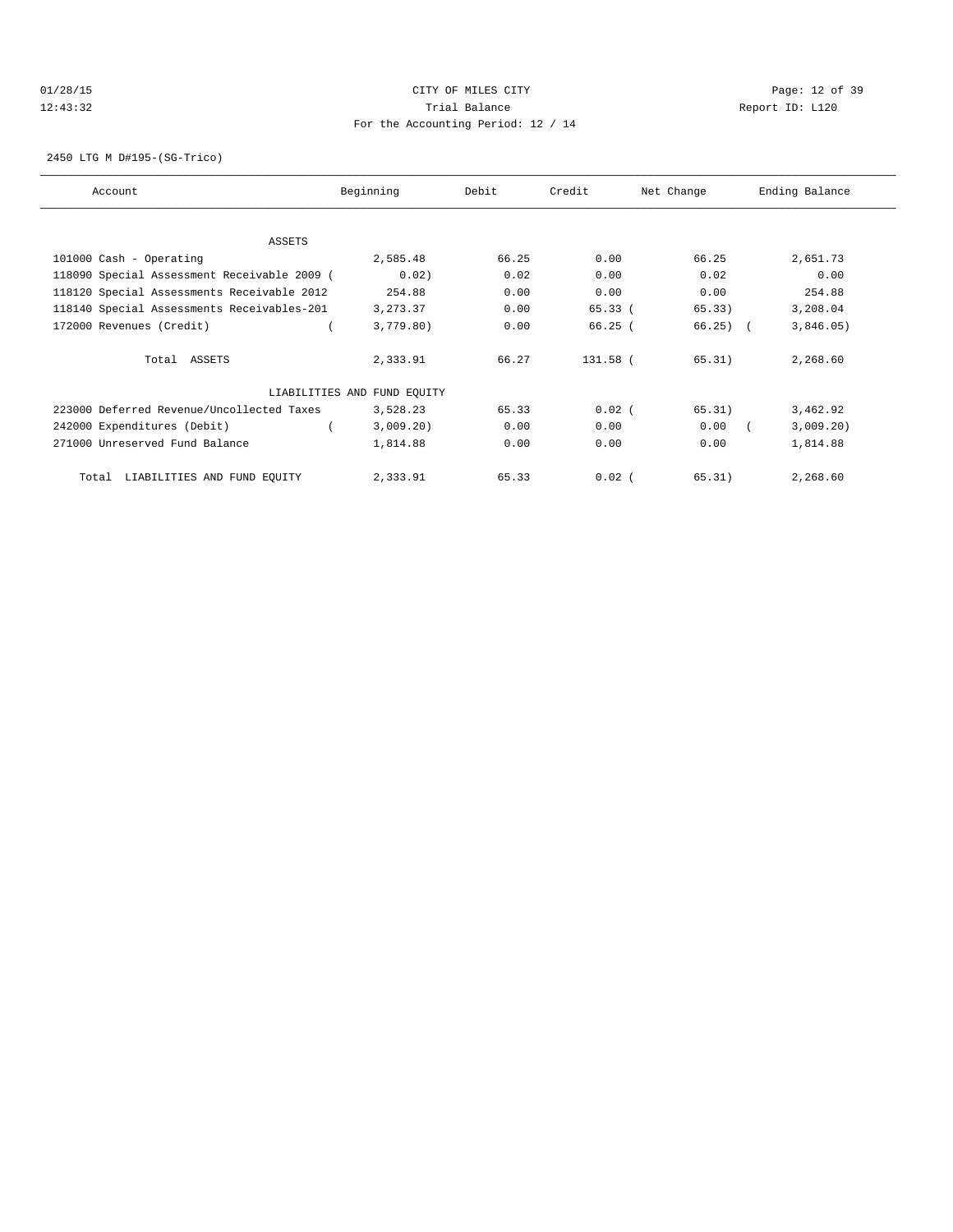CITY OF MILES CITY
Trial Balance
For the Accounting Period: 12 / 14

01/28/15
12:43:32

Report ID: L120

2450 LTG M D#195-(SG-Trico)

| Account | Beginning | Debit | Credit | Net Change | Ending Balance |
|---|---|---|---|---|---|
| ASSETS | | | | | |
| 101000 Cash - Operating | 2,585.48 | 66.25 | 0.00 | 66.25 | 2,651.73 |
| 118090 Special Assessment Receivable 2009 ( | 0.02) | 0.02 | 0.00 | 0.02 | 0.00 |
| 118120 Special Assessments Receivable 2012 | 254.88 | 0.00 | 0.00 | 0.00 | 254.88 |
| 118140 Special Assessments Receivables-201 | 3,273.37 | 0.00 | 65.33 | ( 65.33) | 3,208.04 |
| 172000 Revenues (Credit) | ( 3,779.80) | 0.00 | 66.25 | ( 66.25) | ( 3,846.05) |
| Total ASSETS | 2,333.91 | 66.27 | 131.58 | ( 65.31) | 2,268.60 |
| LIABILITIES AND FUND EQUITY | | | | | |
| 223000 Deferred Revenue/Uncollected Taxes | 3,528.23 | 65.33 | 0.02 | ( 65.31) | 3,462.92 |
| 242000 Expenditures (Debit) | ( 3,009.20) | 0.00 | 0.00 | 0.00 | ( 3,009.20) |
| 271000 Unreserved Fund Balance | 1,814.88 | 0.00 | 0.00 | 0.00 | 1,814.88 |
| Total LIABILITIES AND FUND EQUITY | 2,333.91 | 65.33 | 0.02 | ( 65.31) | 2,268.60 |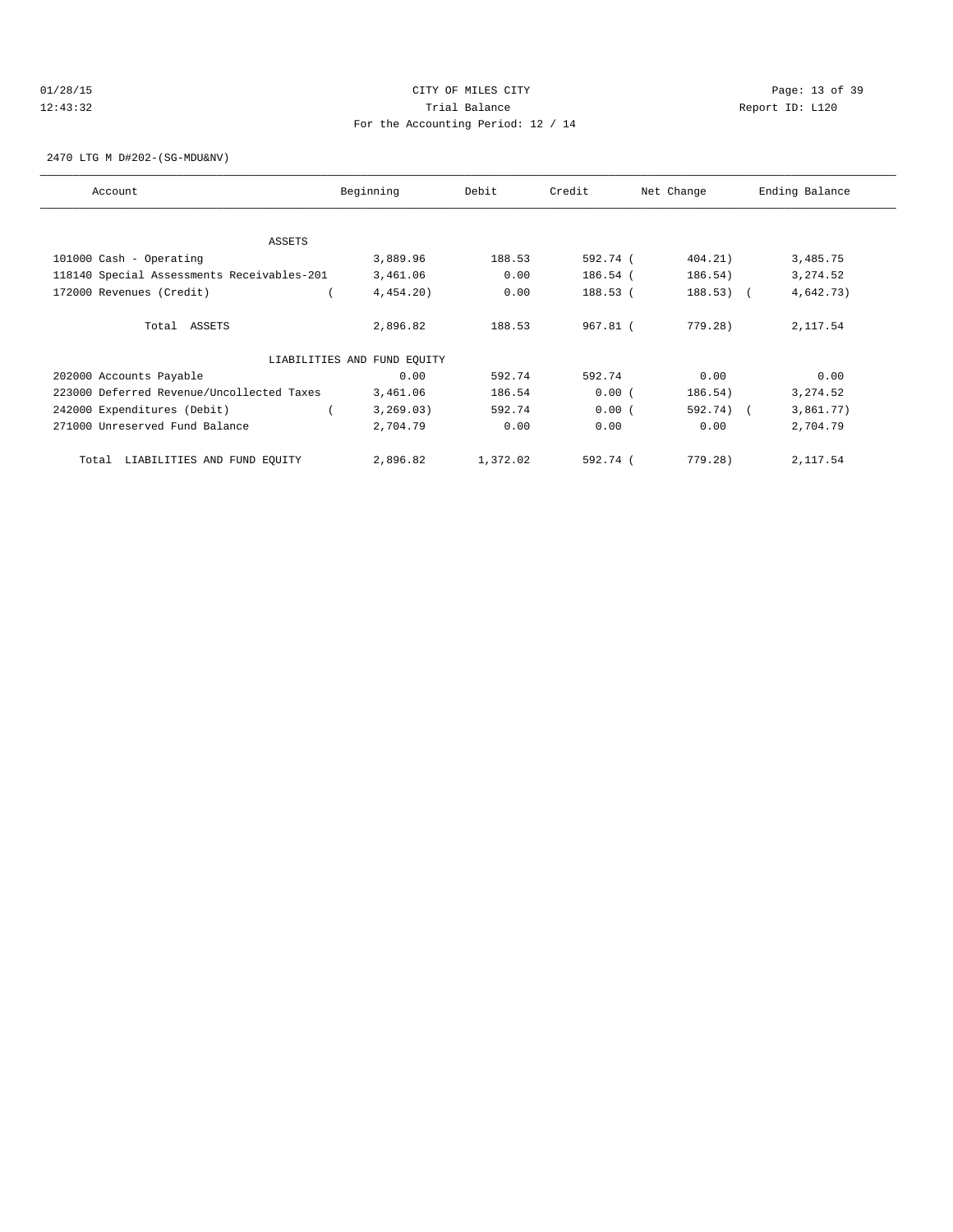CITY OF MILES CITY

Trial Balance

For the Accounting Period: 12 / 14

01/28/15 12:43:32 Report ID: L120

2470 LTG M D#202-(SG-MDU&NV)

| Account | Beginning | Debit | Credit | Net Change | Ending Balance |
|---|---|---|---|---|---|
| ASSETS | | | | | |
| 101000 Cash - Operating | 3,889.96 | 188.53 | 592.74 | (404.21) | 3,485.75 |
| 118140 Special Assessments Receivables-201 | 3,461.06 | 0.00 | 186.54 | (186.54) | 3,274.52 |
| 172000 Revenues (Credit) | (4,454.20) | 0.00 | 188.53 | (188.53) | (4,642.73) |
| Total ASSETS | 2,896.82 | 188.53 | 967.81 | (779.28) | 2,117.54 |
| LIABILITIES AND FUND EQUITY | | | | | |
| 202000 Accounts Payable | 0.00 | 592.74 | 592.74 | 0.00 | 0.00 |
| 223000 Deferred Revenue/Uncollected Taxes | 3,461.06 | 186.54 | 0.00 | (186.54) | 3,274.52 |
| 242000 Expenditures (Debit) | (3,269.03) | 592.74 | 0.00 | (592.74) | (3,861.77) |
| 271000 Unreserved Fund Balance | 2,704.79 | 0.00 | 0.00 | 0.00 | 2,704.79 |
| Total LIABILITIES AND FUND EQUITY | 2,896.82 | 1,372.02 | 592.74 | (779.28) | 2,117.54 |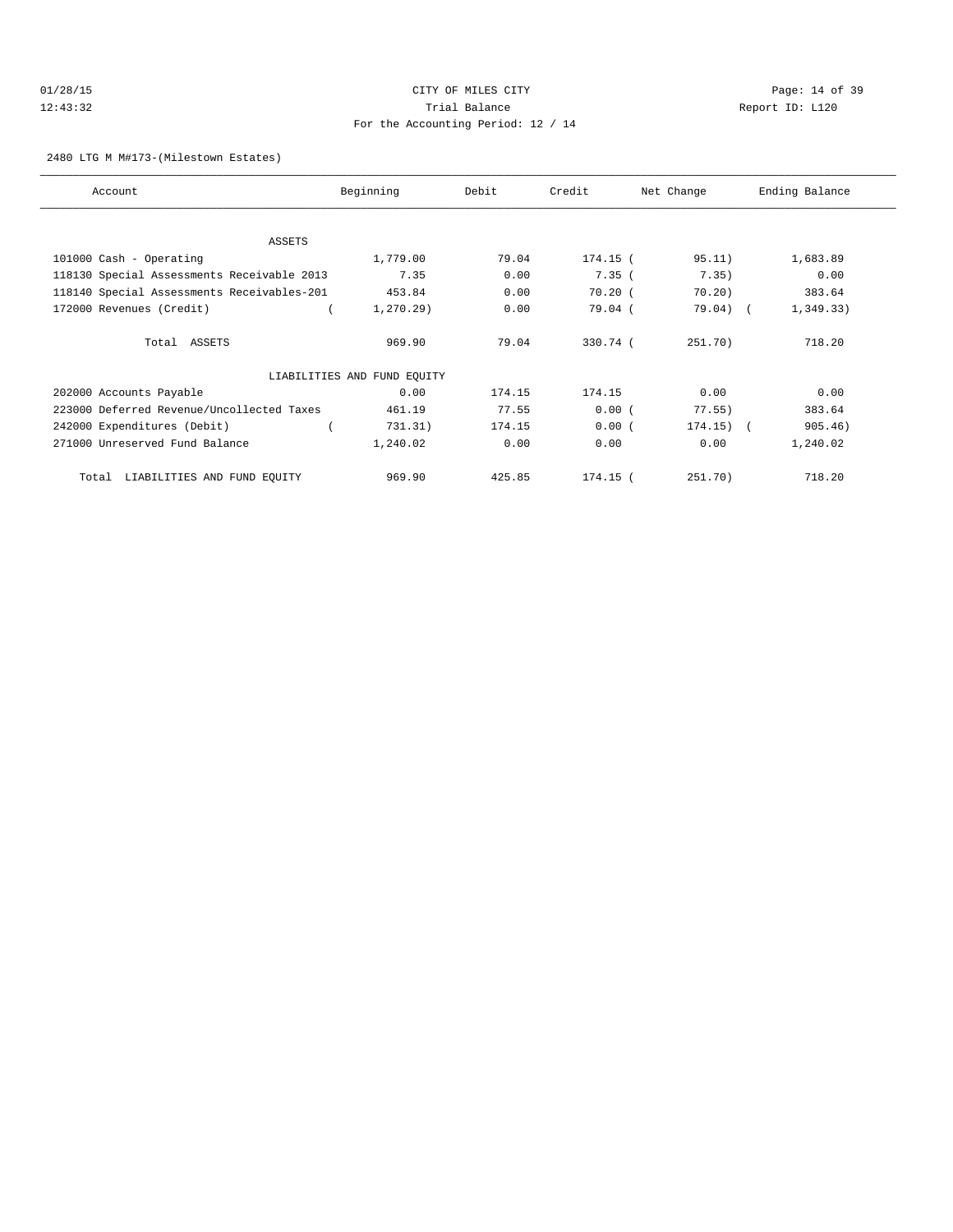CITY OF MILES CITY

Trial Balance

For the Accounting Period: 12 / 14

2480 LTG M M#173-(Milestown Estates)

| Account | Beginning | Debit | Credit | Net Change | Ending Balance |
|---|---|---|---|---|---|
| ASSETS | | | | | |
| 101000 Cash - Operating | 1,779.00 | 79.04 | 174.15 | ( 95.11) | 1,683.89 |
| 118130 Special Assessments Receivable 2013 | 7.35 | 0.00 | 7.35 | ( 7.35) | 0.00 |
| 118140 Special Assessments Receivables-201 | 453.84 | 0.00 | 70.20 | ( 70.20) | 383.64 |
| 172000 Revenues (Credit) | ( 1,270.29) | 0.00 | 79.04 | ( 79.04) | ( 1,349.33) |
| Total ASSETS | 969.90 | 79.04 | 330.74 | ( 251.70) | 718.20 |
| LIABILITIES AND FUND EQUITY | | | | | |
| 202000 Accounts Payable | 0.00 | 174.15 | 174.15 | 0.00 | 0.00 |
| 223000 Deferred Revenue/Uncollected Taxes | 461.19 | 77.55 | 0.00 | ( 77.55) | 383.64 |
| 242000 Expenditures (Debit) | ( 731.31) | 174.15 | 0.00 | ( 174.15) | ( 905.46) |
| 271000 Unreserved Fund Balance | 1,240.02 | 0.00 | 0.00 | 0.00 | 1,240.02 |
| Total LIABILITIES AND FUND EQUITY | 969.90 | 425.85 | 174.15 | ( 251.70) | 718.20 |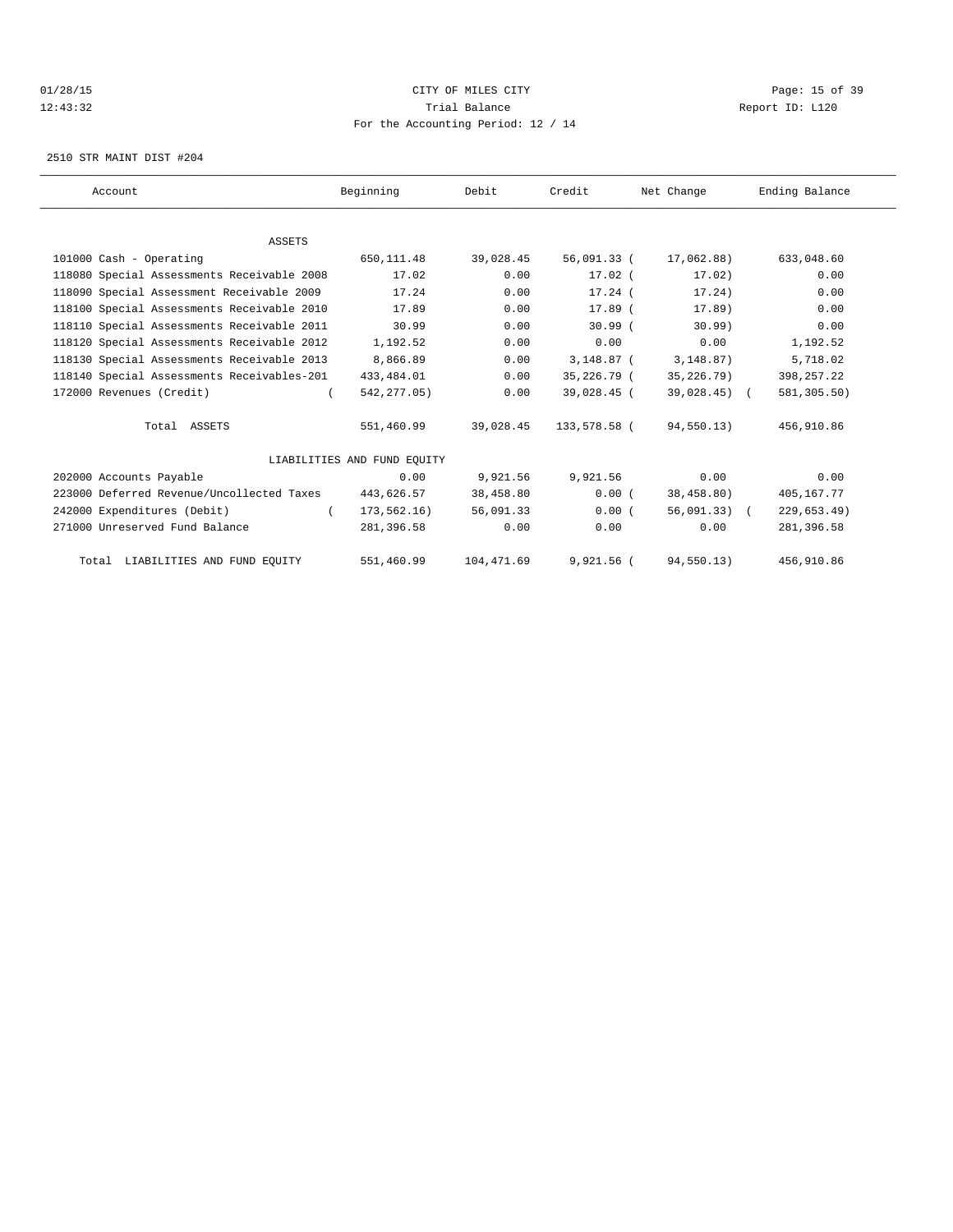CITY OF MILES CITY

Trial Balance

For the Accounting Period: 12 / 14

2510 STR MAINT DIST #204

| Account | Beginning | Debit | Credit | Net Change | Ending Balance |
|---|---|---|---|---|---|
| ASSETS | | | | | |
| 101000 Cash - Operating | 650,111.48 | 39,028.45 | 56,091.33 | (17,062.88) | 633,048.60 |
| 118080 Special Assessments Receivable 2008 | 17.02 | 0.00 | 17.02 | (17.02) | 0.00 |
| 118090 Special Assessment Receivable 2009 | 17.24 | 0.00 | 17.24 | (17.24) | 0.00 |
| 118100 Special Assessments Receivable 2010 | 17.89 | 0.00 | 17.89 | (17.89) | 0.00 |
| 118110 Special Assessments Receivable 2011 | 30.99 | 0.00 | 30.99 | (30.99) | 0.00 |
| 118120 Special Assessments Receivable 2012 | 1,192.52 | 0.00 | 0.00 | 0.00 | 1,192.52 |
| 118130 Special Assessments Receivable 2013 | 8,866.89 | 0.00 | 3,148.87 | (3,148.87) | 5,718.02 |
| 118140 Special Assessments Receivables-201 | 433,484.01 | 0.00 | 35,226.79 | (35,226.79) | 398,257.22 |
| 172000 Revenues (Credit) | (542,277.05) | 0.00 | 39,028.45 | (39,028.45) | (581,305.50) |
| Total ASSETS | 551,460.99 | 39,028.45 | 133,578.58 | (94,550.13) | 456,910.86 |
| LIABILITIES AND FUND EQUITY | | | | | |
| 202000 Accounts Payable | 0.00 | 9,921.56 | 9,921.56 | 0.00 | 0.00 |
| 223000 Deferred Revenue/Uncollected Taxes | 443,626.57 | 38,458.80 | 0.00 | (38,458.80) | 405,167.77 |
| 242000 Expenditures (Debit) | (173,562.16) | 56,091.33 | 0.00 | (56,091.33) | (229,653.49) |
| 271000 Unreserved Fund Balance | 281,396.58 | 0.00 | 0.00 | 0.00 | 281,396.58 |
| Total LIABILITIES AND FUND EQUITY | 551,460.99 | 104,471.69 | 9,921.56 | (94,550.13) | 456,910.86 |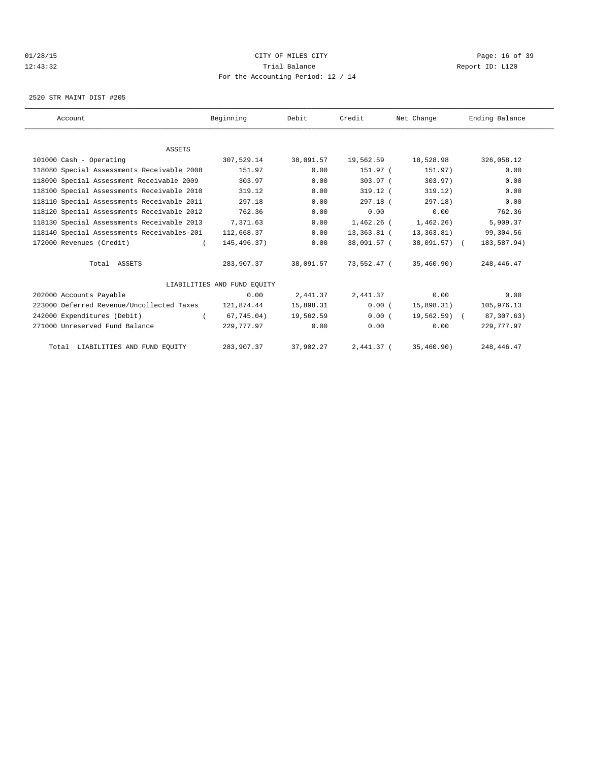CITY OF MILES CITY

Trial Balance

For the Accounting Period: 12 / 14

01/28/15 12:43:32 Report ID: L120

2520 STR MAINT DIST #205

| Account | Beginning | Debit | Credit | Net Change | Ending Balance |
|---|---|---|---|---|---|
| ASSETS | | | | | |
| 101000 Cash - Operating | 307,529.14 | 38,091.57 | 19,562.59 | 18,528.98 | 326,058.12 |
| 118080 Special Assessments Receivable 2008 | 151.97 | 0.00 | 151.97 | ( 151.97) | 0.00 |
| 118090 Special Assessment Receivable 2009 | 303.97 | 0.00 | 303.97 | ( 303.97) | 0.00 |
| 118100 Special Assessments Receivable 2010 | 319.12 | 0.00 | 319.12 | ( 319.12) | 0.00 |
| 118110 Special Assessments Receivable 2011 | 297.18 | 0.00 | 297.18 | ( 297.18) | 0.00 |
| 118120 Special Assessments Receivable 2012 | 762.36 | 0.00 | 0.00 | 0.00 | 762.36 |
| 118130 Special Assessments Receivable 2013 | 7,371.63 | 0.00 | 1,462.26 | ( 1,462.26) | 5,909.37 |
| 118140 Special Assessments Receivables-201 | 112,668.37 | 0.00 | 13,363.81 | ( 13,363.81) | 99,304.56 |
| 172000 Revenues (Credit) | ( 145,496.37) | 0.00 | 38,091.57 | ( 38,091.57) | ( 183,587.94) |
| Total ASSETS | 283,907.37 | 38,091.57 | 73,552.47 | ( 35,460.90) | 248,446.47 |
| LIABILITIES AND FUND EQUITY | | | | | |
| 202000 Accounts Payable | 0.00 | 2,441.37 | 2,441.37 | 0.00 | 0.00 |
| 223000 Deferred Revenue/Uncollected Taxes | 121,874.44 | 15,898.31 | 0.00 | ( 15,898.31) | 105,976.13 |
| 242000 Expenditures (Debit) | ( 67,745.04) | 19,562.59 | 0.00 | ( 19,562.59) | ( 87,307.63) |
| 271000 Unreserved Fund Balance | 229,777.97 | 0.00 | 0.00 | 0.00 | 229,777.97 |
| Total LIABILITIES AND FUND EQUITY | 283,907.37 | 37,902.27 | 2,441.37 | ( 35,460.90) | 248,446.47 |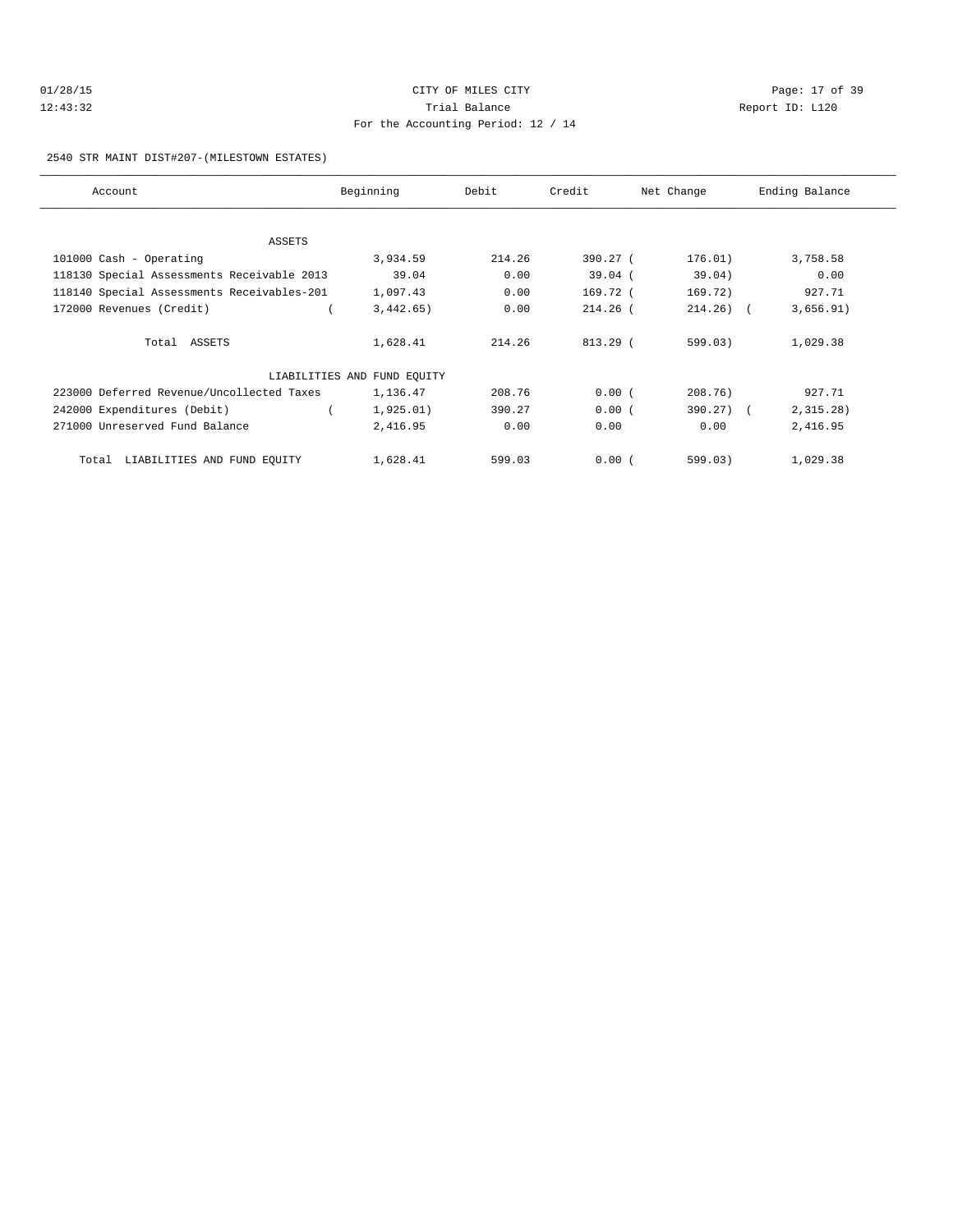CITY OF MILES CITY

Trial Balance

For the Accounting Period: 12 / 14

2540 STR MAINT DIST#207-(MILESTOWN ESTATES)

| Account | Beginning | Debit | Credit | Net Change | Ending Balance |
|---|---|---|---|---|---|
| ASSETS | | | | | |
| 101000 Cash - Operating | 3,934.59 | 214.26 | 390.27 | ( 176.01) | 3,758.58 |
| 118130 Special Assessments Receivable 2013 | 39.04 | 0.00 | 39.04 | ( 39.04) | 0.00 |
| 118140 Special Assessments Receivables-201 | 1,097.43 | 0.00 | 169.72 | ( 169.72) | 927.71 |
| 172000 Revenues (Credit) | ( 3,442.65) | 0.00 | 214.26 | ( 214.26) | ( 3,656.91) |
| Total ASSETS | 1,628.41 | 214.26 | 813.29 | ( 599.03) | 1,029.38 |
| LIABILITIES AND FUND EQUITY | | | | | |
| 223000 Deferred Revenue/Uncollected Taxes | 1,136.47 | 208.76 | 0.00 | ( 208.76) | 927.71 |
| 242000 Expenditures (Debit) | ( 1,925.01) | 390.27 | 0.00 | ( 390.27) | ( 2,315.28) |
| 271000 Unreserved Fund Balance | 2,416.95 | 0.00 | 0.00 | 0.00 | 2,416.95 |
| Total LIABILITIES AND FUND EQUITY | 1,628.41 | 599.03 | 0.00 | ( 599.03) | 1,029.38 |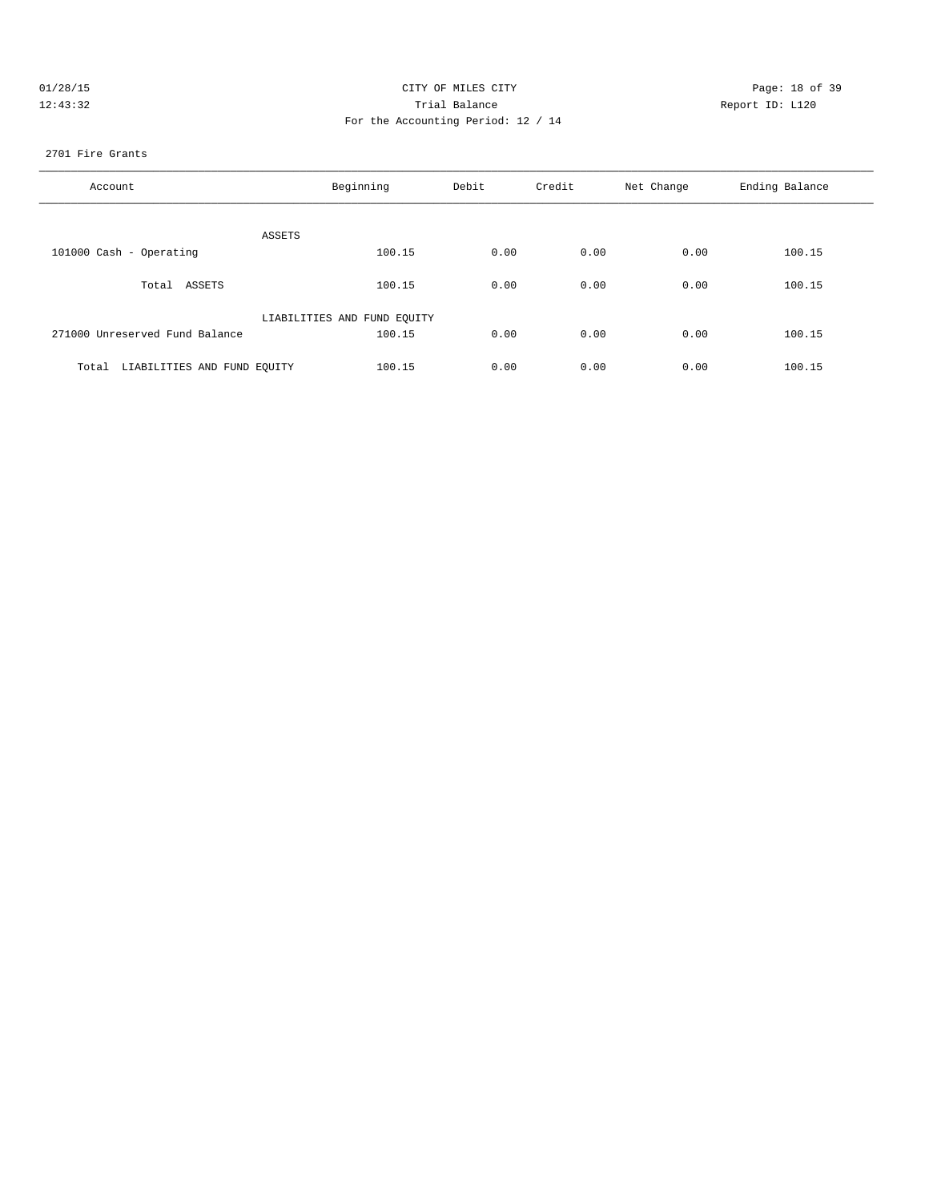CITY OF MILES CITY
Trial Balance
For the Accounting Period: 12 / 14

01/28/15
12:43:32

Report ID: L120

2701 Fire Grants

| Account | Beginning | Debit | Credit | Net Change | Ending Balance |
|---|---|---|---|---|---|
| ASSETS | | | | | |
| 101000 Cash - Operating | 100.15 | 0.00 | 0.00 | 0.00 | 100.15 |
| Total ASSETS | 100.15 | 0.00 | 0.00 | 0.00 | 100.15 |
| LIABILITIES AND FUND EQUITY | | | | | |
| 271000 Unreserved Fund Balance | 100.15 | 0.00 | 0.00 | 0.00 | 100.15 |
| Total LIABILITIES AND FUND EQUITY | 100.15 | 0.00 | 0.00 | 0.00 | 100.15 |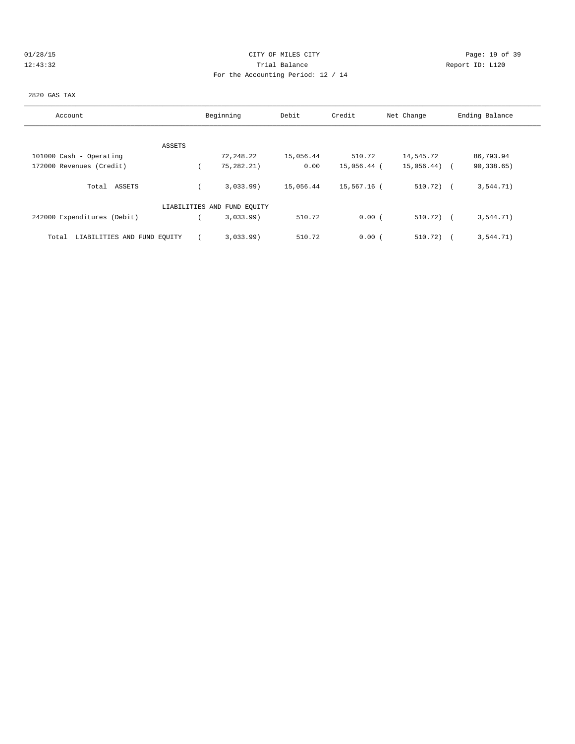CITY OF MILES CITY

Trial Balance

For the Accounting Period: 12 / 14

2820 GAS TAX

| Account | Beginning | Debit | Credit | Net Change | Ending Balance |
|---|---|---|---|---|---|
| ASSETS | | | | | |
| 101000 Cash - Operating | 72,248.22 | 15,056.44 | 510.72 | 14,545.72 | 86,793.94 |
| 172000 Revenues (Credit) | ( 75,282.21) | 0.00 | 15,056.44 | ( 15,056.44) | ( 90,338.65) |
| Total ASSETS | ( 3,033.99) | 15,056.44 | 15,567.16 | ( 510.72) | ( 3,544.71) |
| LIABILITIES AND FUND EQUITY | | | | | |
| 242000 Expenditures (Debit) | ( 3,033.99) | 510.72 | 0.00 | ( 510.72) | ( 3,544.71) |
| Total LIABILITIES AND FUND EQUITY | ( 3,033.99) | 510.72 | 0.00 | ( 510.72) | ( 3,544.71) |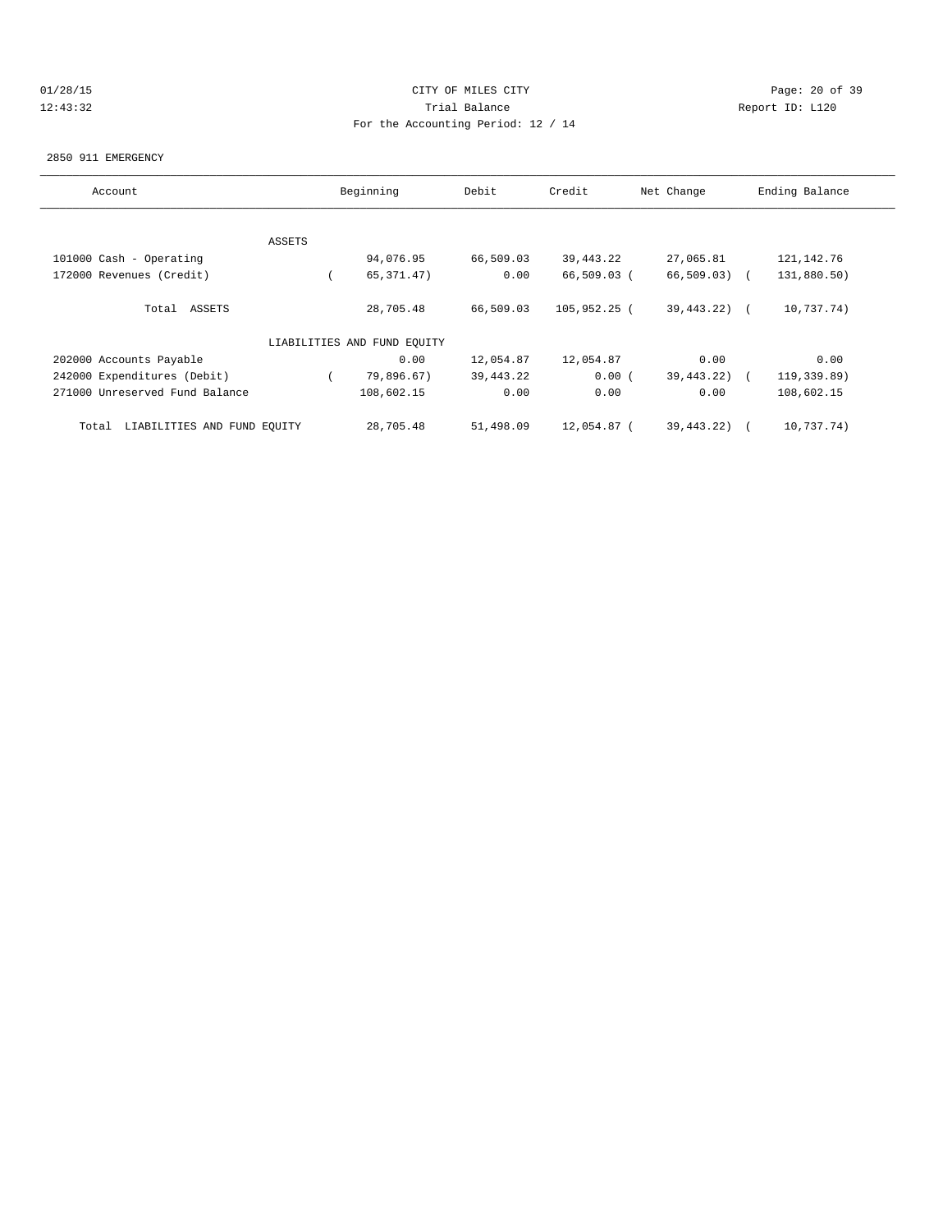# CITY OF MILES CITY

## Trial Balance

For the Accounting Period: 12 / 14

01/28/15 12:43:32

Report ID: L120

### 2850 911 EMERGENCY

| Account | Beginning | Debit | Credit | Net Change | Ending Balance |
|---|---|---|---|---|---|
| ASSETS | | | | | |
| 101000 Cash - Operating | 94,076.95 | 66,509.03 | 39,443.22 | 27,065.81 | 121,142.76 |
| 172000 Revenues (Credit) | ( 65,371.47) | 0.00 | 66,509.03 | ( 66,509.03) | ( 131,880.50) |
| Total ASSETS | 28,705.48 | 66,509.03 | 105,952.25 | ( 39,443.22) | ( 10,737.74) |
| LIABILITIES AND FUND EQUITY | | | | | |
| 202000 Accounts Payable | 0.00 | 12,054.87 | 12,054.87 | 0.00 | 0.00 |
| 242000 Expenditures (Debit) | ( 79,896.67) | 39,443.22 | 0.00 | ( 39,443.22) | ( 119,339.89) |
| 271000 Unreserved Fund Balance | 108,602.15 | 0.00 | 0.00 | 0.00 | 108,602.15 |
| Total LIABILITIES AND FUND EQUITY | 28,705.48 | 51,498.09 | 12,054.87 | ( 39,443.22) | ( 10,737.74) |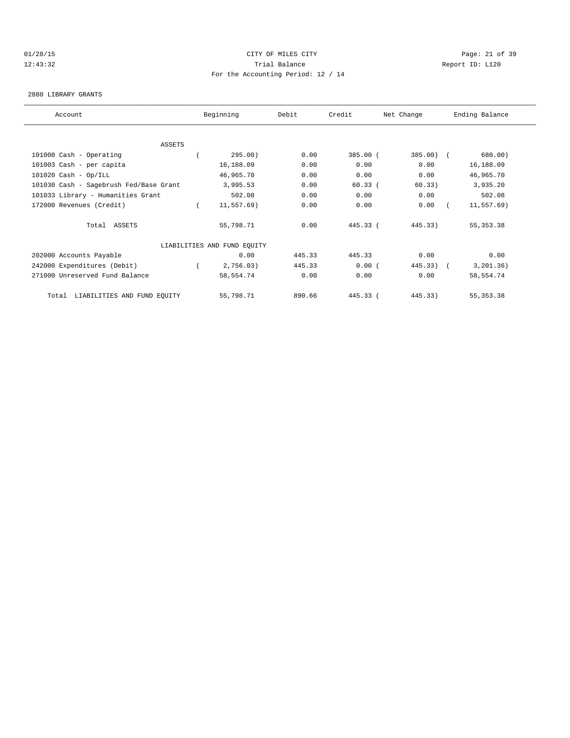CITY OF MILES CITY
Trial Balance
For the Accounting Period: 12 / 14

2880 LIBRARY GRANTS

| Account | Beginning | Debit | Credit | Net Change | Ending Balance |
|---|---|---|---|---|---|
| ASSETS | | | | | |
| 101000 Cash - Operating | ( 295.00) | 0.00 | 385.00 | ( 385.00) | ( 680.00) |
| 101003 Cash - per capita | 16,188.09 | 0.00 | 0.00 | 0.00 | 16,188.09 |
| 101020 Cash - Op/ILL | 46,965.70 | 0.00 | 0.00 | 0.00 | 46,965.70 |
| 101030 Cash - Sagebrush Fed/Base Grant | 3,995.53 | 0.00 | 60.33 | ( 60.33) | 3,935.20 |
| 101033 Library - Humanities Grant | 502.08 | 0.00 | 0.00 | 0.00 | 502.08 |
| 172000 Revenues (Credit) | ( 11,557.69) | 0.00 | 0.00 | 0.00 | ( 11,557.69) |
| Total ASSETS | 55,798.71 | 0.00 | 445.33 | ( 445.33) | 55,353.38 |
| LIABILITIES AND FUND EQUITY | | | | | |
| 202000 Accounts Payable | 0.00 | 445.33 | 445.33 | 0.00 | 0.00 |
| 242000 Expenditures (Debit) | ( 2,756.03) | 445.33 | 0.00 | ( 445.33) | ( 3,201.36) |
| 271000 Unreserved Fund Balance | 58,554.74 | 0.00 | 0.00 | 0.00 | 58,554.74 |
| Total LIABILITIES AND FUND EQUITY | 55,798.71 | 890.66 | 445.33 | ( 445.33) | 55,353.38 |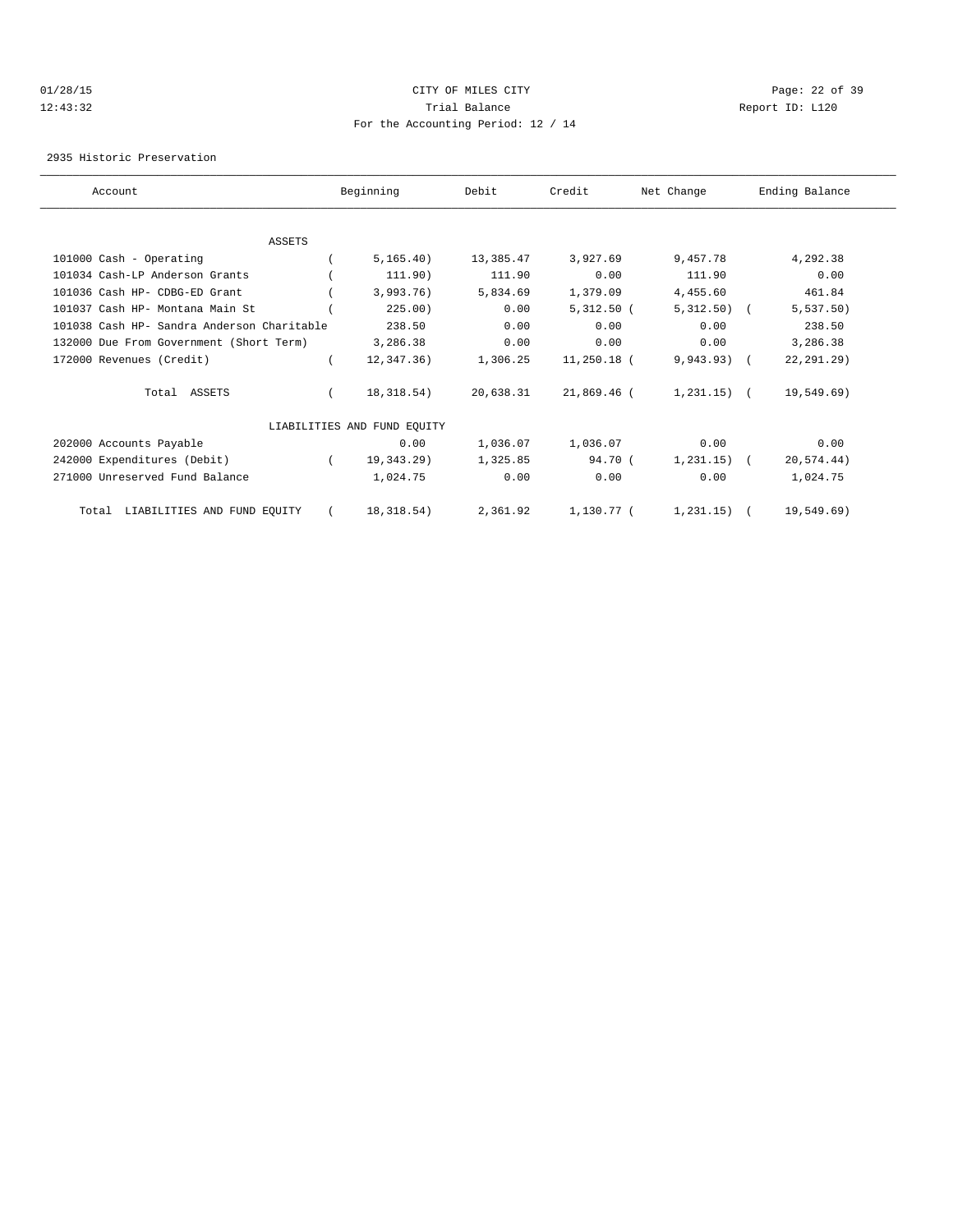01/28/15 CITY OF MILES CITY
12:43:32 Trial Balance Report ID: L120
For the Accounting Period: 12 / 14

2935 Historic Preservation

| Account | Beginning | Debit | Credit | Net Change | Ending Balance |
|---|---|---|---|---|---|
| ASSETS | | | | | |
| 101000 Cash - Operating | ( 5,165.40) | 13,385.47 | 3,927.69 | 9,457.78 | 4,292.38 |
| 101034 Cash-LP Anderson Grants | ( 111.90) | 111.90 | 0.00 | 111.90 | 0.00 |
| 101036 Cash HP- CDBG-ED Grant | ( 3,993.76) | 5,834.69 | 1,379.09 | 4,455.60 | 461.84 |
| 101037 Cash HP- Montana Main St | ( 225.00) | 0.00 | 5,312.50 | ( 5,312.50) | ( 5,537.50) |
| 101038 Cash HP- Sandra Anderson Charitable | 238.50 | 0.00 | 0.00 | 0.00 | 238.50 |
| 132000 Due From Government (Short Term) | 3,286.38 | 0.00 | 0.00 | 0.00 | 3,286.38 |
| 172000 Revenues (Credit) | ( 12,347.36) | 1,306.25 | 11,250.18 | ( 9,943.93) | ( 22,291.29) |
| Total ASSETS | ( 18,318.54) | 20,638.31 | 21,869.46 | ( 1,231.15) | ( 19,549.69) |
| LIABILITIES AND FUND EQUITY | | | | | |
| 202000 Accounts Payable | 0.00 | 1,036.07 | 1,036.07 | 0.00 | 0.00 |
| 242000 Expenditures (Debit) | ( 19,343.29) | 1,325.85 | 94.70 | ( 1,231.15) | ( 20,574.44) |
| 271000 Unreserved Fund Balance | 1,024.75 | 0.00 | 0.00 | 0.00 | 1,024.75 |
| Total LIABILITIES AND FUND EQUITY | ( 18,318.54) | 2,361.92 | 1,130.77 | ( 1,231.15) | ( 19,549.69) |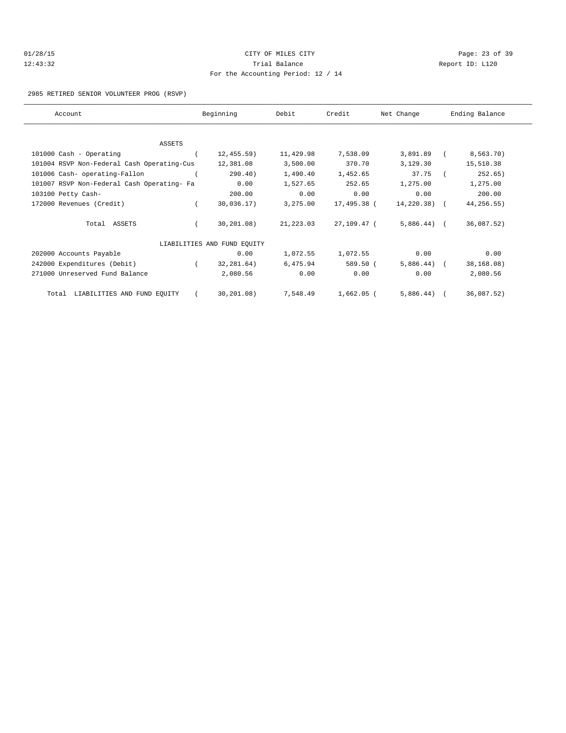CITY OF MILES CITY
Trial Balance
For the Accounting Period: 12 / 14

01/28/15
12:43:32

Report ID: L120

2985 RETIRED SENIOR VOLUNTEER PROG (RSVP)

| Account | Beginning | Debit | Credit | Net Change | Ending Balance |
|---|---|---|---|---|---|
| ASSETS | | | | | |
| 101000 Cash - Operating | ( 12,455.59) | 11,429.98 | 7,538.09 | 3,891.89 | ( 8,563.70) |
| 101004 RSVP Non-Federal Cash Operating-Cus | 12,381.08 | 3,500.00 | 370.70 | 3,129.30 | 15,510.38 |
| 101006 Cash- operating-Fallon | ( 290.40) | 1,490.40 | 1,452.65 | 37.75 | ( 252.65) |
| 101007 RSVP Non-Federal Cash Operating- Fa | 0.00 | 1,527.65 | 252.65 | 1,275.00 | 1,275.00 |
| 103100 Petty Cash- | 200.00 | 0.00 | 0.00 | 0.00 | 200.00 |
| 172000 Revenues (Credit) | ( 30,036.17) | 3,275.00 | 17,495.38 | ( 14,220.38) | ( 44,256.55) |
| Total ASSETS | ( 30,201.08) | 21,223.03 | 27,109.47 | ( 5,886.44) | ( 36,087.52) |
| LIABILITIES AND FUND EQUITY | | | | | |
| 202000 Accounts Payable | 0.00 | 1,072.55 | 1,072.55 | 0.00 | 0.00 |
| 242000 Expenditures (Debit) | ( 32,281.64) | 6,475.94 | 589.50 | ( 5,886.44) | ( 38,168.08) |
| 271000 Unreserved Fund Balance | 2,080.56 | 0.00 | 0.00 | 0.00 | 2,080.56 |
| Total LIABILITIES AND FUND EQUITY | ( 30,201.08) | 7,548.49 | 1,662.05 | ( 5,886.44) | ( 36,087.52) |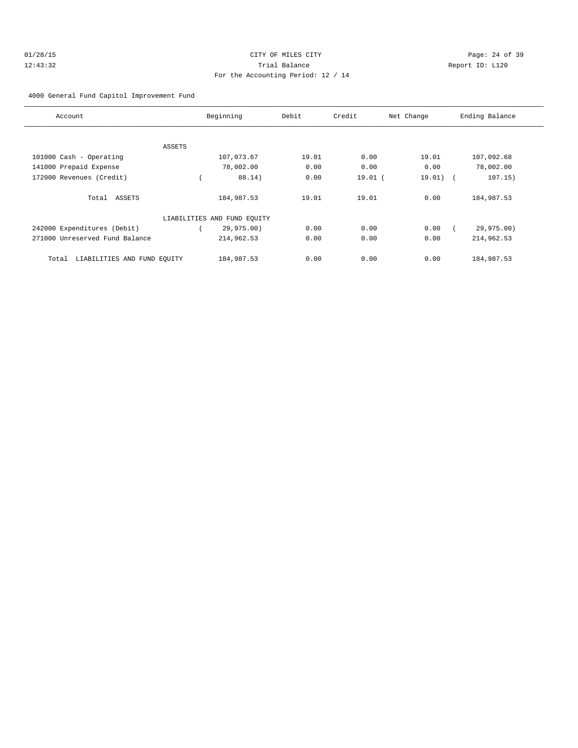CITY OF MILES CITY

Trial Balance

For the Accounting Period: 12 / 14

4000 General Fund Capitol Improvement Fund

| Account | Beginning | Debit | Credit | Net Change | Ending Balance |
|---|---|---|---|---|---|
| ASSETS | | | | | |
| 101000 Cash - Operating | 107,073.67 | 19.01 | 0.00 | 19.01 | 107,092.68 |
| 141000 Prepaid Expense | 78,002.00 | 0.00 | 0.00 | 0.00 | 78,002.00 |
| 172000 Revenues (Credit) | ( 88.14) | 0.00 | 19.01 | ( 19.01) | ( 107.15) |
| Total ASSETS | 184,987.53 | 19.01 | 19.01 | 0.00 | 184,987.53 |
| LIABILITIES AND FUND EQUITY | | | | | |
| 242000 Expenditures (Debit) | ( 29,975.00) | 0.00 | 0.00 | 0.00 | ( 29,975.00) |
| 271000 Unreserved Fund Balance | 214,962.53 | 0.00 | 0.00 | 0.00 | 214,962.53 |
| Total LIABILITIES AND FUND EQUITY | 184,987.53 | 0.00 | 0.00 | 0.00 | 184,987.53 |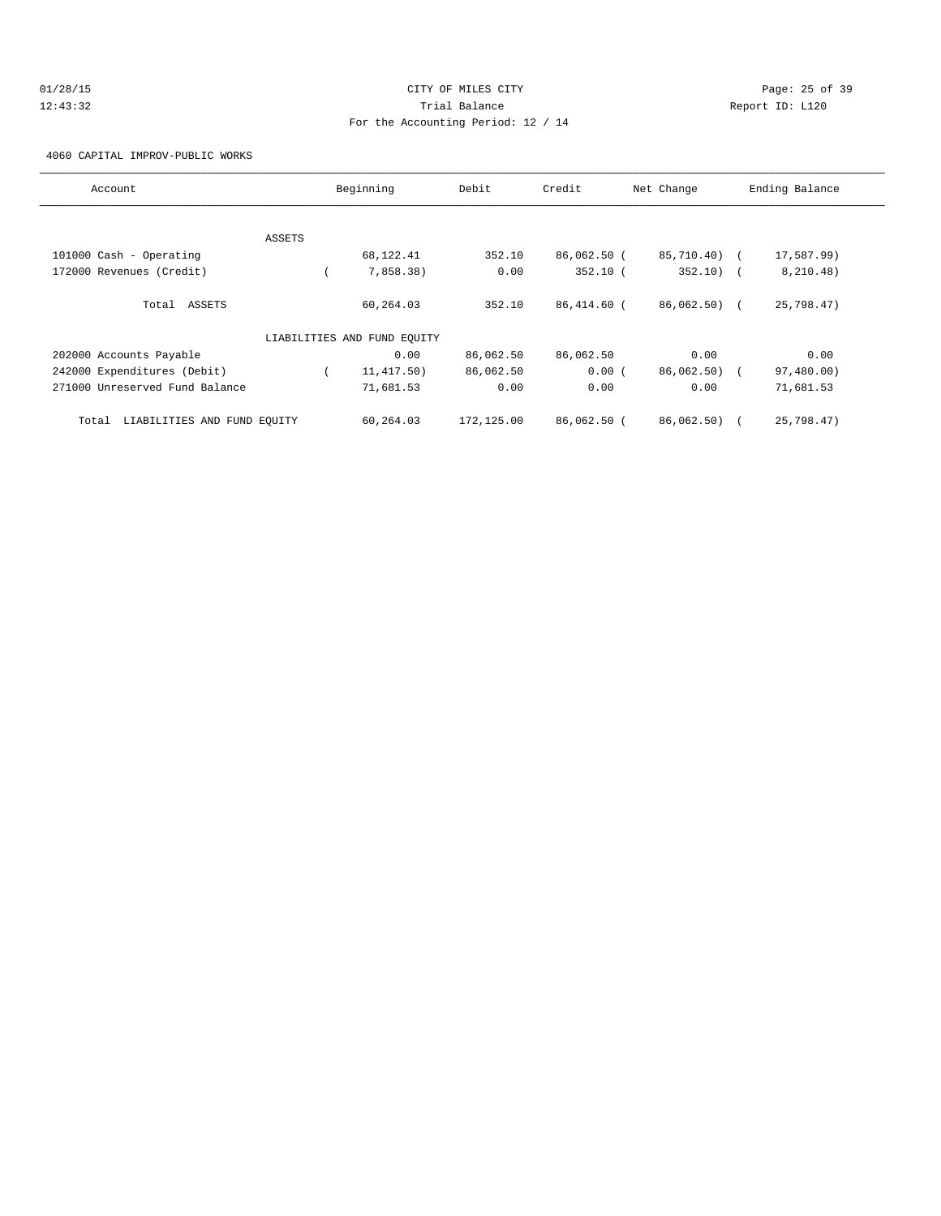CITY OF MILES CITY

Trial Balance

For the Accounting Period: 12 / 14

4060 CAPITAL IMPROV-PUBLIC WORKS

| Account | Beginning | Debit | Credit | Net Change | Ending Balance |
|---|---|---|---|---|---|
| ASSETS | | | | | |
| 101000 Cash - Operating | 68,122.41 | 352.10 | 86,062.50 | (85,710.40) | (17,587.99) |
| 172000 Revenues (Credit) | (7,858.38) | 0.00 | 352.10 | (352.10) | (8,210.48) |
| Total ASSETS | 60,264.03 | 352.10 | 86,414.60 | (86,062.50) | (25,798.47) |
| LIABILITIES AND FUND EQUITY | | | | | |
| 202000 Accounts Payable | 0.00 | 86,062.50 | 86,062.50 | 0.00 | 0.00 |
| 242000 Expenditures (Debit) | (11,417.50) | 86,062.50 | 0.00 | (86,062.50) | (97,480.00) |
| 271000 Unreserved Fund Balance | 71,681.53 | 0.00 | 0.00 | 0.00 | 71,681.53 |
| Total LIABILITIES AND FUND EQUITY | 60,264.03 | 172,125.00 | 86,062.50 | (86,062.50) | (25,798.47) |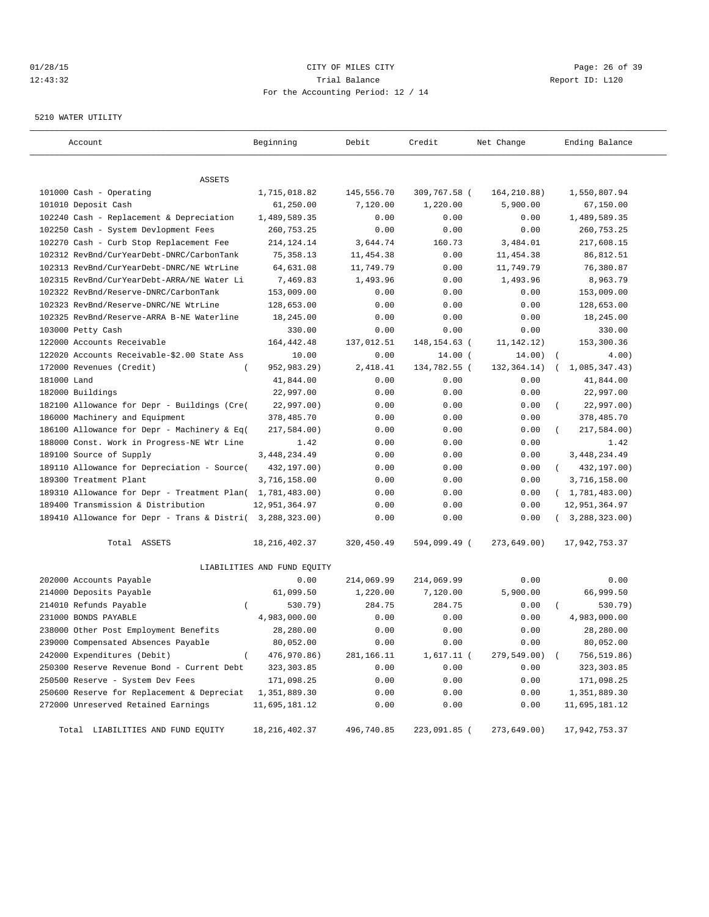CITY OF MILES CITY
Trial Balance
For the Accounting Period: 12 / 14

01/28/15
12:43:32

Report ID: L120

5210 WATER UTILITY

| Account | Beginning | Debit | Credit | Net Change | Ending Balance |
|---|---|---|---|---|---|
| ASSETS | | | | | |
| 101000 Cash - Operating | 1,715,018.82 | 145,556.70 | 309,767.58 | ( 164,210.88) | 1,550,807.94 |
| 101010 Deposit Cash | 61,250.00 | 7,120.00 | 1,220.00 | 5,900.00 | 67,150.00 |
| 102240 Cash - Replacement & Depreciation | 1,489,589.35 | 0.00 | 0.00 | 0.00 | 1,489,589.35 |
| 102250 Cash - System Devlopment Fees | 260,753.25 | 0.00 | 0.00 | 0.00 | 260,753.25 |
| 102270 Cash - Curb Stop Replacement Fee | 214,124.14 | 3,644.74 | 160.73 | 3,484.01 | 217,608.15 |
| 102312 RevBnd/CurYearDebt-DNRC/CarbonTank | 75,358.13 | 11,454.38 | 0.00 | 11,454.38 | 86,812.51 |
| 102313 RevBnd/CurYearDebt-DNRC/NE WtrLine | 64,631.08 | 11,749.79 | 0.00 | 11,749.79 | 76,380.87 |
| 102315 RevBnd/CurYearDebt-ARRA/NE Water Li | 7,469.83 | 1,493.96 | 0.00 | 1,493.96 | 8,963.79 |
| 102322 RevBnd/Reserve-DNRC/CarbonTank | 153,009.00 | 0.00 | 0.00 | 0.00 | 153,009.00 |
| 102323 RevBnd/Reserve-DNRC/NE WtrLine | 128,653.00 | 0.00 | 0.00 | 0.00 | 128,653.00 |
| 102325 RevBnd/Reserve-ARRA B-NE Waterline | 18,245.00 | 0.00 | 0.00 | 0.00 | 18,245.00 |
| 103000 Petty Cash | 330.00 | 0.00 | 0.00 | 0.00 | 330.00 |
| 122000 Accounts Receivable | 164,442.48 | 137,012.51 | 148,154.63 | ( 11,142.12) | 153,300.36 |
| 122020 Accounts Receivable-$2.00 State Ass | 10.00 | 0.00 | 14.00 | ( 14.00) | ( 4.00) |
| 172000 Revenues (Credit) | ( 952,983.29) | 2,418.41 | 134,782.55 | ( 132,364.14) | ( 1,085,347.43) |
| 181000 Land | 41,844.00 | 0.00 | 0.00 | 0.00 | 41,844.00 |
| 182000 Buildings | 22,997.00 | 0.00 | 0.00 | 0.00 | 22,997.00 |
| 182100 Allowance for Depr - Buildings (Cre( | 22,997.00) | 0.00 | 0.00 | 0.00 | ( 22,997.00) |
| 186000 Machinery and Equipment | 378,485.70 | 0.00 | 0.00 | 0.00 | 378,485.70 |
| 186100 Allowance for Depr - Machinery & Eq( | 217,584.00) | 0.00 | 0.00 | 0.00 | ( 217,584.00) |
| 188000 Const. Work in Progress-NE Wtr Line | 1.42 | 0.00 | 0.00 | 0.00 | 1.42 |
| 189100 Source of Supply | 3,448,234.49 | 0.00 | 0.00 | 0.00 | 3,448,234.49 |
| 189110 Allowance for Depreciation - Source( | 432,197.00) | 0.00 | 0.00 | 0.00 | ( 432,197.00) |
| 189300 Treatment Plant | 3,716,158.00 | 0.00 | 0.00 | 0.00 | 3,716,158.00 |
| 189310 Allowance for Depr - Treatment Plan( | 1,781,483.00) | 0.00 | 0.00 | 0.00 | ( 1,781,483.00) |
| 189400 Transmission & Distribution | 12,951,364.97 | 0.00 | 0.00 | 0.00 | 12,951,364.97 |
| 189410 Allowance for Depr - Trans & Distri( | 3,288,323.00) | 0.00 | 0.00 | 0.00 | ( 3,288,323.00) |
| Total ASSETS | 18,216,402.37 | 320,450.49 | 594,099.49 | ( 273,649.00) | 17,942,753.37 |
| LIABILITIES AND FUND EQUITY | | | | | |
| 202000 Accounts Payable | 0.00 | 214,069.99 | 214,069.99 | 0.00 | 0.00 |
| 214000 Deposits Payable | 61,099.50 | 1,220.00 | 7,120.00 | 5,900.00 | 66,999.50 |
| 214010 Refunds Payable | ( 530.79) | 284.75 | 284.75 | 0.00 | ( 530.79) |
| 231000 BONDS PAYABLE | 4,983,000.00 | 0.00 | 0.00 | 0.00 | 4,983,000.00 |
| 238000 Other Post Employment Benefits | 28,280.00 | 0.00 | 0.00 | 0.00 | 28,280.00 |
| 239000 Compensated Absences Payable | 80,052.00 | 0.00 | 0.00 | 0.00 | 80,052.00 |
| 242000 Expenditures (Debit) | ( 476,970.86) | 281,166.11 | 1,617.11 | ( 279,549.00) | ( 756,519.86) |
| 250300 Reserve Revenue Bond - Current Debt | 323,303.85 | 0.00 | 0.00 | 0.00 | 323,303.85 |
| 250500 Reserve - System Dev Fees | 171,098.25 | 0.00 | 0.00 | 0.00 | 171,098.25 |
| 250600 Reserve for Replacement & Depreciat | 1,351,889.30 | 0.00 | 0.00 | 0.00 | 1,351,889.30 |
| 272000 Unreserved Retained Earnings | 11,695,181.12 | 0.00 | 0.00 | 0.00 | 11,695,181.12 |
| Total LIABILITIES AND FUND EQUITY | 18,216,402.37 | 496,740.85 | 223,091.85 | ( 273,649.00) | 17,942,753.37 |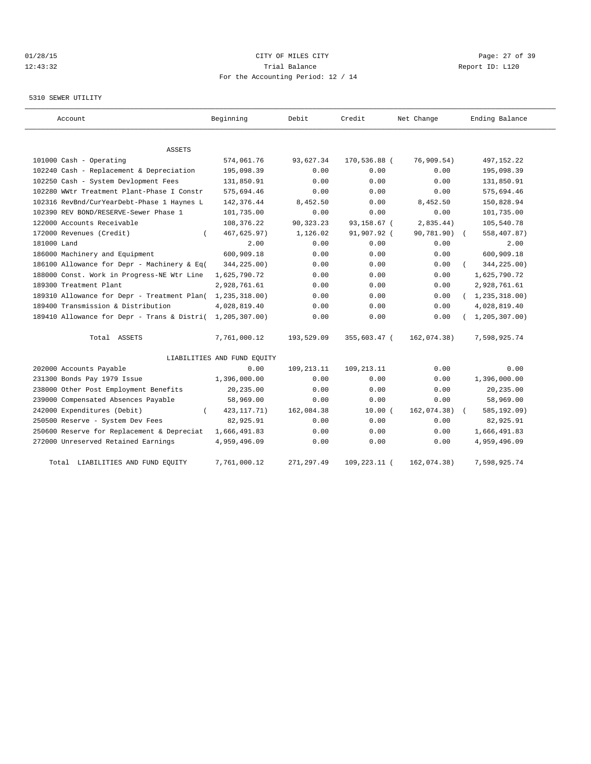CITY OF MILES CITY

Trial Balance

For the Accounting Period: 12 / 14

5310 SEWER UTILITY

| Account | Beginning | Debit | Credit | Net Change | Ending Balance |
|---|---|---|---|---|---|
| ASSETS | | | | | |
| 101000 Cash - Operating | 574,061.76 | 93,627.34 | 170,536.88 | ( 76,909.54) | 497,152.22 |
| 102240 Cash - Replacement & Depreciation | 195,098.39 | 0.00 | 0.00 | 0.00 | 195,098.39 |
| 102250 Cash - System Devlopment Fees | 131,850.91 | 0.00 | 0.00 | 0.00 | 131,850.91 |
| 102280 WWtr Treatment Plant-Phase I Constr | 575,694.46 | 0.00 | 0.00 | 0.00 | 575,694.46 |
| 102316 RevBnd/CurYearDebt-Phase 1 Haynes L | 142,376.44 | 8,452.50 | 0.00 | 8,452.50 | 150,828.94 |
| 102390 REV BOND/RESERVE-Sewer Phase 1 | 101,735.00 | 0.00 | 0.00 | 0.00 | 101,735.00 |
| 122000 Accounts Receivable | 108,376.22 | 90,323.23 | 93,158.67 | ( 2,835.44) | 105,540.78 |
| 172000 Revenues (Credit) | ( 467,625.97) | 1,126.02 | 91,907.92 | ( 90,781.90) | ( 558,407.87) |
| 181000 Land | 2.00 | 0.00 | 0.00 | 0.00 | 2.00 |
| 186000 Machinery and Equipment | 600,909.18 | 0.00 | 0.00 | 0.00 | 600,909.18 |
| 186100 Allowance for Depr - Machinery & Eq | ( 344,225.00) | 0.00 | 0.00 | 0.00 | ( 344,225.00) |
| 188000 Const. Work in Progress-NE Wtr Line | 1,625,790.72 | 0.00 | 0.00 | 0.00 | 1,625,790.72 |
| 189300 Treatment Plant | 2,928,761.61 | 0.00 | 0.00 | 0.00 | 2,928,761.61 |
| 189310 Allowance for Depr - Treatment Plan | ( 1,235,318.00) | 0.00 | 0.00 | 0.00 | ( 1,235,318.00) |
| 189400 Transmission & Distribution | 4,028,819.40 | 0.00 | 0.00 | 0.00 | 4,028,819.40 |
| 189410 Allowance for Depr - Trans & Distri | ( 1,205,307.00) | 0.00 | 0.00 | 0.00 | ( 1,205,307.00) |
| Total ASSETS | 7,761,000.12 | 193,529.09 | 355,603.47 | ( 162,074.38) | 7,598,925.74 |
| LIABILITIES AND FUND EQUITY | | | | | |
| 202000 Accounts Payable | 0.00 | 109,213.11 | 109,213.11 | 0.00 | 0.00 |
| 231300 Bonds Pay 1979 Issue | 1,396,000.00 | 0.00 | 0.00 | 0.00 | 1,396,000.00 |
| 238000 Other Post Employment Benefits | 20,235.00 | 0.00 | 0.00 | 0.00 | 20,235.00 |
| 239000 Compensated Absences Payable | 58,969.00 | 0.00 | 0.00 | 0.00 | 58,969.00 |
| 242000 Expenditures (Debit) | ( 423,117.71) | 162,084.38 | 10.00 | ( 162,074.38) | ( 585,192.09) |
| 250500 Reserve - System Dev Fees | 82,925.91 | 0.00 | 0.00 | 0.00 | 82,925.91 |
| 250600 Reserve for Replacement & Depreciat | 1,666,491.83 | 0.00 | 0.00 | 0.00 | 1,666,491.83 |
| 272000 Unreserved Retained Earnings | 4,959,496.09 | 0.00 | 0.00 | 0.00 | 4,959,496.09 |
| Total LIABILITIES AND FUND EQUITY | 7,761,000.12 | 271,297.49 | 109,223.11 | ( 162,074.38) | 7,598,925.74 |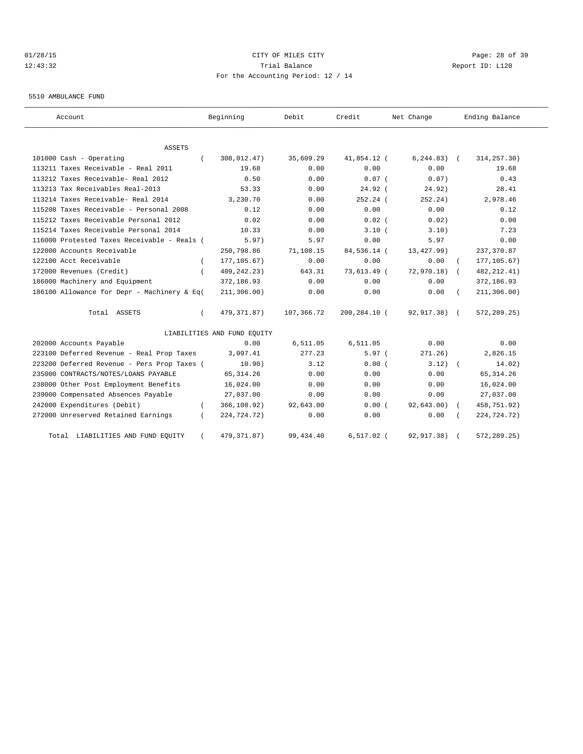CITY OF MILES CITY

Trial Balance

For the Accounting Period: 12 / 14

01/28/15 12:43:32 Report ID: L120

5510 AMBULANCE FUND

| Account | Beginning | Debit | Credit | Net Change | Ending Balance |
|---|---|---|---|---|---|
| ASSETS | | | | | |
| 101000 Cash - Operating | ( 308,012.47) | 35,609.29 | 41,854.12 | ( 6,244.83) | ( 314,257.30) |
| 113211 Taxes Receivable - Real 2011 | 19.68 | 0.00 | 0.00 | 0.00 | 19.68 |
| 113212 Taxes Receivable- Real 2012 | 0.50 | 0.00 | 0.07 | ( 0.07) | 0.43 |
| 113213 Tax Receivables Real-2013 | 53.33 | 0.00 | 24.92 | ( 24.92) | 28.41 |
| 113214 Taxes Receivable- Real 2014 | 3,230.70 | 0.00 | 252.24 | ( 252.24) | 2,978.46 |
| 115208 Taxes Receivable - Personal 2008 | 0.12 | 0.00 | 0.00 | 0.00 | 0.12 |
| 115212 Taxes Receivable Personal 2012 | 0.02 | 0.00 | 0.02 | ( 0.02) | 0.00 |
| 115214 Taxes Receivable Personal 2014 | 10.33 | 0.00 | 3.10 | ( 3.10) | 7.23 |
| 116000 Protested Taxes Receivable - Reals | ( 5.97) | 5.97 | 0.00 | 5.97 | 0.00 |
| 122000 Accounts Receivable | 250,798.86 | 71,108.15 | 84,536.14 | ( 13,427.99) | 237,370.87 |
| 122100 Acct Receivable | ( 177,105.67) | 0.00 | 0.00 | 0.00 | ( 177,105.67) |
| 172000 Revenues (Credit) | ( 409,242.23) | 643.31 | 73,613.49 | ( 72,970.18) | ( 482,212.41) |
| 186000 Machinery and Equipment | 372,186.93 | 0.00 | 0.00 | 0.00 | 372,186.93 |
| 186100 Allowance for Depr - Machinery & Eq | ( 211,306.00) | 0.00 | 0.00 | 0.00 | ( 211,306.00) |
| Total ASSETS | ( 479,371.87) | 107,366.72 | 200,284.10 | ( 92,917.38) | ( 572,289.25) |
| LIABILITIES AND FUND EQUITY | | | | | |
| 202000 Accounts Payable | 0.00 | 6,511.05 | 6,511.05 | 0.00 | 0.00 |
| 223100 Deferred Revenue - Real Prop Taxes | 3,097.41 | 277.23 | 5.97 | ( 271.26) | 2,826.15 |
| 223200 Deferred Revenue - Pers Prop Taxes | ( 10.90) | 3.12 | 0.00 | ( 3.12) | ( 14.02) |
| 235000 CONTRACTS/NOTES/LOANS PAYABLE | 65,314.26 | 0.00 | 0.00 | 0.00 | 65,314.26 |
| 238000 Other Post Employment Benefits | 16,024.00 | 0.00 | 0.00 | 0.00 | 16,024.00 |
| 239000 Compensated Absences Payable | 27,037.00 | 0.00 | 0.00 | 0.00 | 27,037.00 |
| 242000 Expenditures (Debit) | ( 366,108.92) | 92,643.00 | 0.00 | ( 92,643.00) | ( 458,751.92) |
| 272000 Unreserved Retained Earnings | ( 224,724.72) | 0.00 | 0.00 | 0.00 | ( 224,724.72) |
| Total LIABILITIES AND FUND EQUITY | ( 479,371.87) | 99,434.40 | 6,517.02 | ( 92,917.38) | ( 572,289.25) |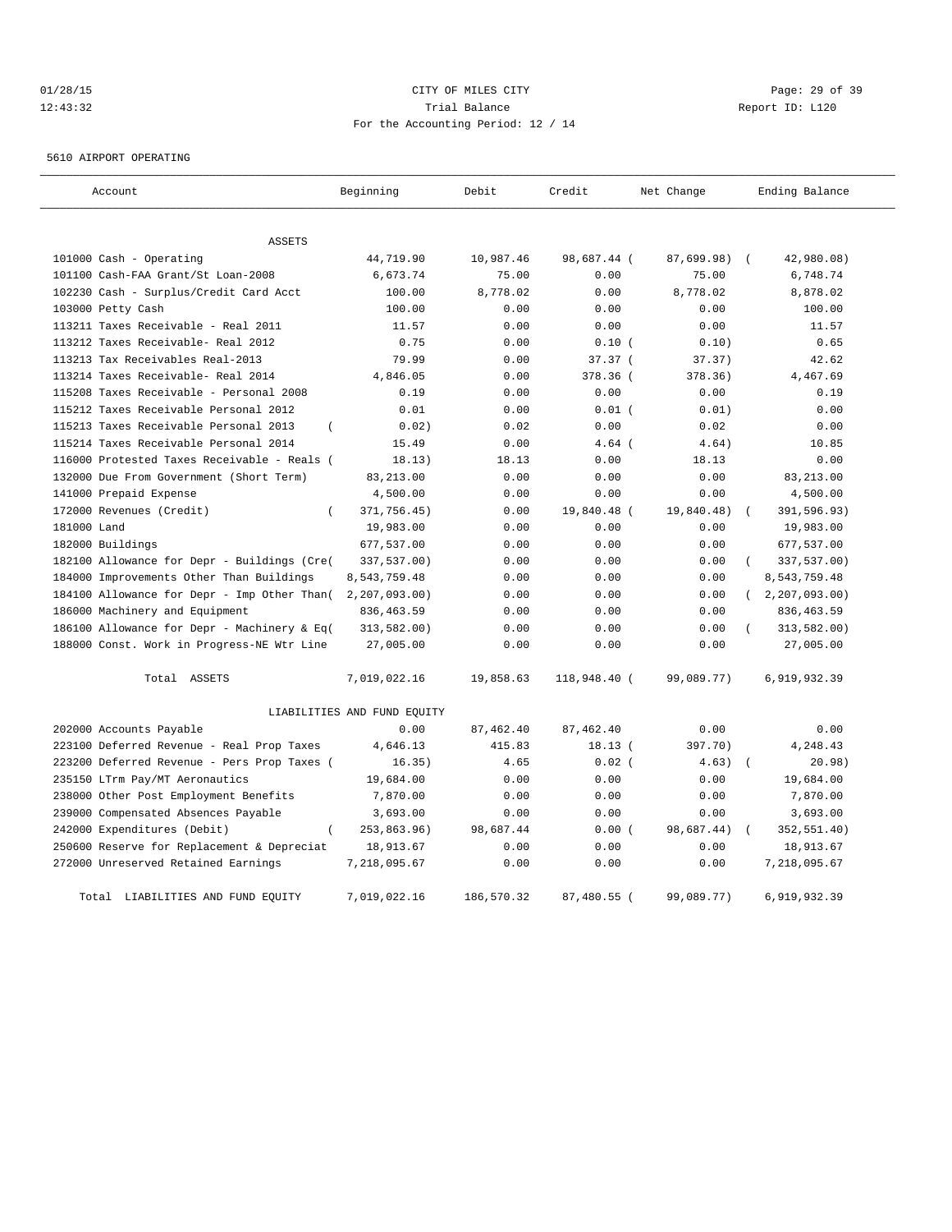CITY OF MILES CITY

Trial Balance

For the Accounting Period: 12 / 14

01/28/15 12:43:32 — Report ID: L120

5610 AIRPORT OPERATING

| Account | Beginning | Debit | Credit | Net Change | Ending Balance |
|---|---|---|---|---|---|
| ASSETS | | | | | |
| 101000 Cash - Operating | 44,719.90 | 10,987.46 | 98,687.44 | (87,699.98) | (42,980.08) |
| 101100 Cash-FAA Grant/St Loan-2008 | 6,673.74 | 75.00 | 0.00 | 75.00 | 6,748.74 |
| 102230 Cash - Surplus/Credit Card Acct | 100.00 | 8,778.02 | 0.00 | 8,778.02 | 8,878.02 |
| 103000 Petty Cash | 100.00 | 0.00 | 0.00 | 0.00 | 100.00 |
| 113211 Taxes Receivable - Real 2011 | 11.57 | 0.00 | 0.00 | 0.00 | 11.57 |
| 113212 Taxes Receivable- Real 2012 | 0.75 | 0.00 | 0.10 | (0.10) | 0.65 |
| 113213 Tax Receivables Real-2013 | 79.99 | 0.00 | 37.37 | (37.37) | 42.62 |
| 113214 Taxes Receivable- Real 2014 | 4,846.05 | 0.00 | 378.36 | (378.36) | 4,467.69 |
| 115208 Taxes Receivable - Personal 2008 | 0.19 | 0.00 | 0.00 | 0.00 | 0.19 |
| 115212 Taxes Receivable Personal 2012 | 0.01 | 0.00 | 0.01 | (0.01) | 0.00 |
| 115213 Taxes Receivable Personal 2013 | (0.02) | 0.02 | 0.00 | 0.02 | 0.00 |
| 115214 Taxes Receivable Personal 2014 | 15.49 | 0.00 | 4.64 | (4.64) | 10.85 |
| 116000 Protested Taxes Receivable - Reals | (18.13) | 18.13 | 0.00 | 18.13 | 0.00 |
| 132000 Due From Government (Short Term) | 83,213.00 | 0.00 | 0.00 | 0.00 | 83,213.00 |
| 141000 Prepaid Expense | 4,500.00 | 0.00 | 0.00 | 0.00 | 4,500.00 |
| 172000 Revenues (Credit) | (371,756.45) | 0.00 | 19,840.48 | (19,840.48) | (391,596.93) |
| 181000 Land | 19,983.00 | 0.00 | 0.00 | 0.00 | 19,983.00 |
| 182000 Buildings | 677,537.00 | 0.00 | 0.00 | 0.00 | 677,537.00 |
| 182100 Allowance for Depr - Buildings (Cre | (337,537.00) | 0.00 | 0.00 | 0.00 | (337,537.00) |
| 184000 Improvements Other Than Buildings | 8,543,759.48 | 0.00 | 0.00 | 0.00 | 8,543,759.48 |
| 184100 Allowance for Depr - Imp Other Than | (2,207,093.00) | 0.00 | 0.00 | 0.00 | (2,207,093.00) |
| 186000 Machinery and Equipment | 836,463.59 | 0.00 | 0.00 | 0.00 | 836,463.59 |
| 186100 Allowance for Depr - Machinery & Eq | (313,582.00) | 0.00 | 0.00 | 0.00 | (313,582.00) |
| 188000 Const. Work in Progress-NE Wtr Line | 27,005.00 | 0.00 | 0.00 | 0.00 | 27,005.00 |
| Total ASSETS | 7,019,022.16 | 19,858.63 | 118,948.40 | (99,089.77) | 6,919,932.39 |
| LIABILITIES AND FUND EQUITY | | | | | |
| 202000 Accounts Payable | 0.00 | 87,462.40 | 87,462.40 | 0.00 | 0.00 |
| 223100 Deferred Revenue - Real Prop Taxes | 4,646.13 | 415.83 | 18.13 | (397.70) | 4,248.43 |
| 223200 Deferred Revenue - Pers Prop Taxes | (16.35) | 4.65 | 0.02 | (4.63) | (20.98) |
| 235150 LTrm Pay/MT Aeronautics | 19,684.00 | 0.00 | 0.00 | 0.00 | 19,684.00 |
| 238000 Other Post Employment Benefits | 7,870.00 | 0.00 | 0.00 | 0.00 | 7,870.00 |
| 239000 Compensated Absences Payable | 3,693.00 | 0.00 | 0.00 | 0.00 | 3,693.00 |
| 242000 Expenditures (Debit) | (253,863.96) | 98,687.44 | 0.00 | (98,687.44) | (352,551.40) |
| 250600 Reserve for Replacement & Depreciat | 18,913.67 | 0.00 | 0.00 | 0.00 | 18,913.67 |
| 272000 Unreserved Retained Earnings | 7,218,095.67 | 0.00 | 0.00 | 0.00 | 7,218,095.67 |
| Total LIABILITIES AND FUND EQUITY | 7,019,022.16 | 186,570.32 | 87,480.55 | (99,089.77) | 6,919,932.39 |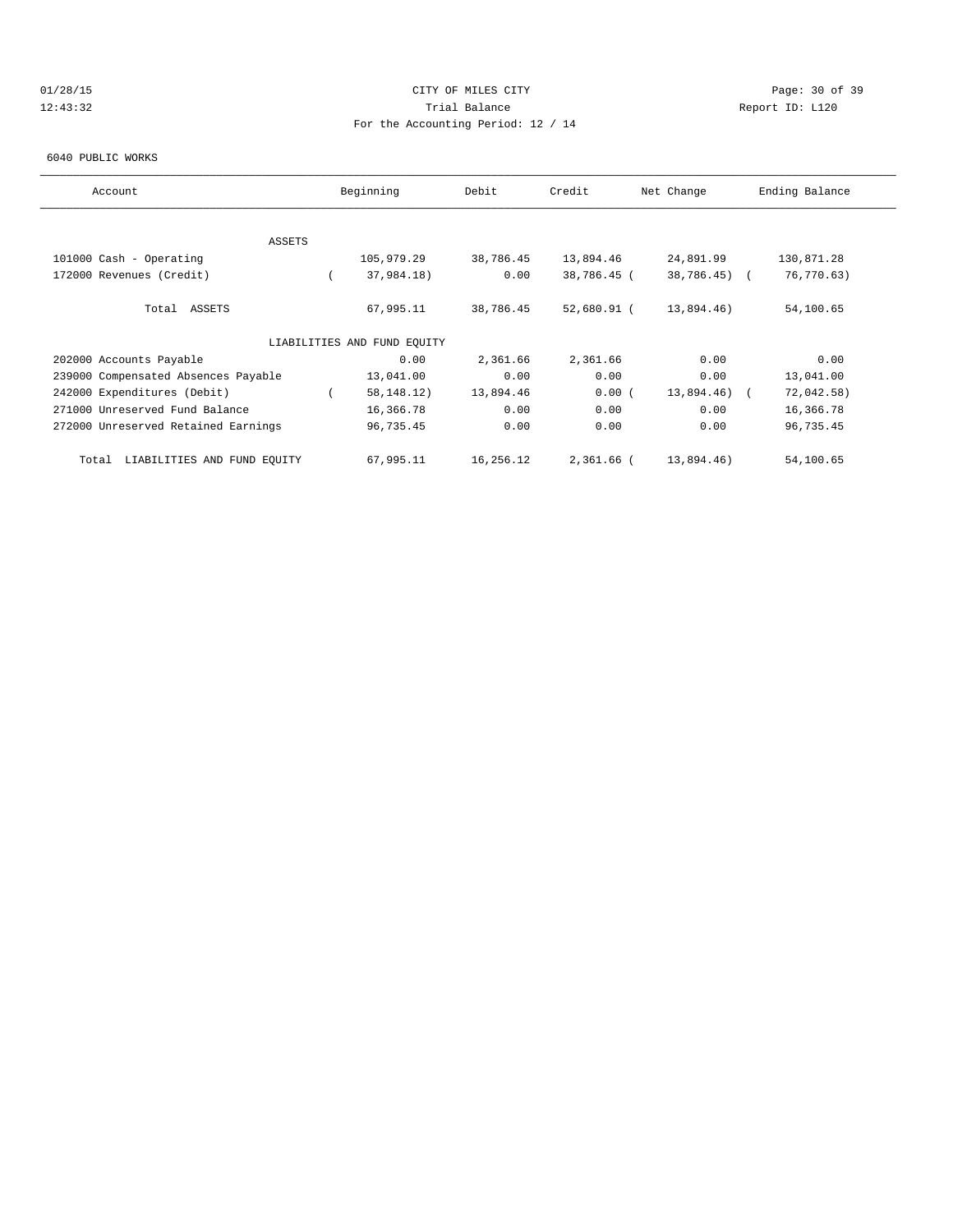CITY OF MILES CITY

Trial Balance

For the Accounting Period: 12 / 14

01/28/15 12:43:32 Report ID: L120

6040 PUBLIC WORKS

| Account | Beginning | Debit | Credit | Net Change | Ending Balance |
|---|---|---|---|---|---|
| ASSETS | | | | | |
| 101000 Cash - Operating | 105,979.29 | 38,786.45 | 13,894.46 | 24,891.99 | 130,871.28 |
| 172000 Revenues (Credit) | ( 37,984.18) | 0.00 | 38,786.45 | ( 38,786.45) | ( 76,770.63) |
| Total ASSETS | 67,995.11 | 38,786.45 | 52,680.91 | ( 13,894.46) | 54,100.65 |
| LIABILITIES AND FUND EQUITY | | | | | |
| 202000 Accounts Payable | 0.00 | 2,361.66 | 2,361.66 | 0.00 | 0.00 |
| 239000 Compensated Absences Payable | 13,041.00 | 0.00 | 0.00 | 0.00 | 13,041.00 |
| 242000 Expenditures (Debit) | ( 58,148.12) | 13,894.46 | 0.00 | ( 13,894.46) | ( 72,042.58) |
| 271000 Unreserved Fund Balance | 16,366.78 | 0.00 | 0.00 | 0.00 | 16,366.78 |
| 272000 Unreserved Retained Earnings | 96,735.45 | 0.00 | 0.00 | 0.00 | 96,735.45 |
| Total LIABILITIES AND FUND EQUITY | 67,995.11 | 16,256.12 | 2,361.66 | ( 13,894.46) | 54,100.65 |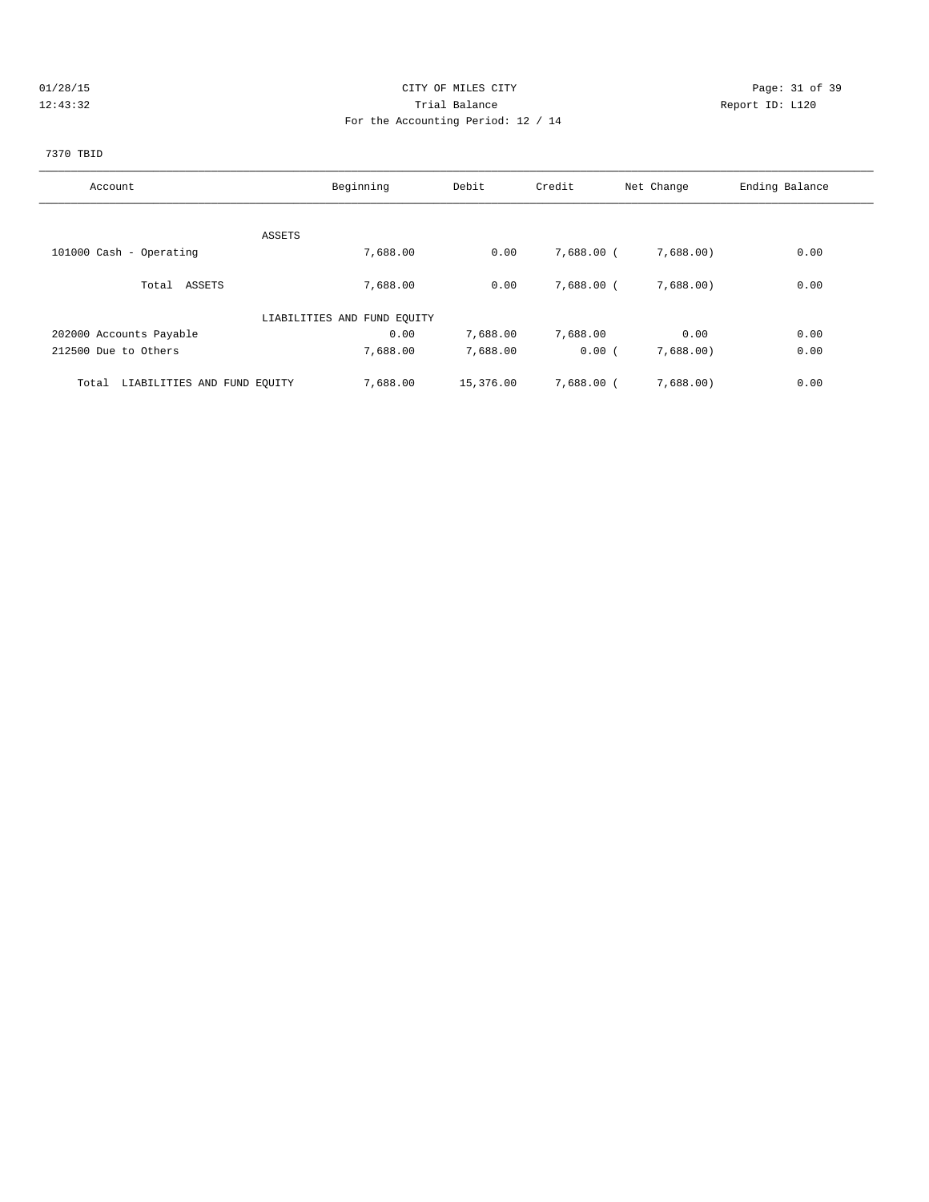CITY OF MILES CITY
Trial Balance
For the Accounting Period: 12 / 14

01/28/15
12:43:32

Report ID: L120

7370 TBID

| Account | Beginning | Debit | Credit | Net Change | Ending Balance |
|---|---|---|---|---|---|
| ASSETS | | | | | |
| 101000 Cash - Operating | 7,688.00 | 0.00 | 7,688.00 | (7,688.00) | 0.00 |
| Total ASSETS | 7,688.00 | 0.00 | 7,688.00 | (7,688.00) | 0.00 |
| LIABILITIES AND FUND EQUITY | | | | | |
| 202000 Accounts Payable | 0.00 | 7,688.00 | 7,688.00 | 0.00 | 0.00 |
| 212500 Due to Others | 7,688.00 | 7,688.00 | 0.00 | (7,688.00) | 0.00 |
| Total LIABILITIES AND FUND EQUITY | 7,688.00 | 15,376.00 | 7,688.00 | (7,688.00) | 0.00 |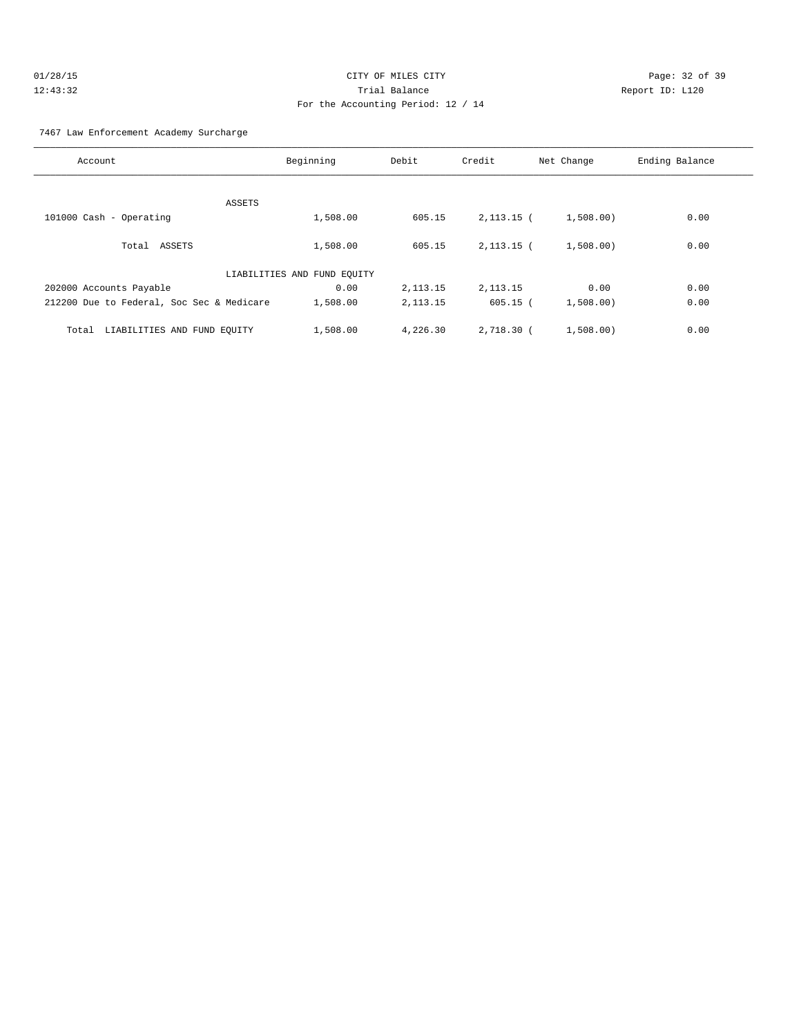CITY OF MILES CITY
Trial Balance
For the Accounting Period: 12 / 14

01/28/15
12:43:32

Report ID: L120

7467 Law Enforcement Academy Surcharge

| Account | Beginning | Debit | Credit | Net Change | Ending Balance |
|---|---|---|---|---|---|
| ASSETS | | | | | |
| 101000 Cash - Operating | 1,508.00 | 605.15 | 2,113.15 | ( 1,508.00) | 0.00 |
| Total ASSETS | 1,508.00 | 605.15 | 2,113.15 | ( 1,508.00) | 0.00 |
| LIABILITIES AND FUND EQUITY | | | | | |
| 202000 Accounts Payable | 0.00 | 2,113.15 | 2,113.15 | 0.00 | 0.00 |
| 212200 Due to Federal, Soc Sec & Medicare | 1,508.00 | 2,113.15 | 605.15 | ( 1,508.00) | 0.00 |
| Total LIABILITIES AND FUND EQUITY | 1,508.00 | 4,226.30 | 2,718.30 | ( 1,508.00) | 0.00 |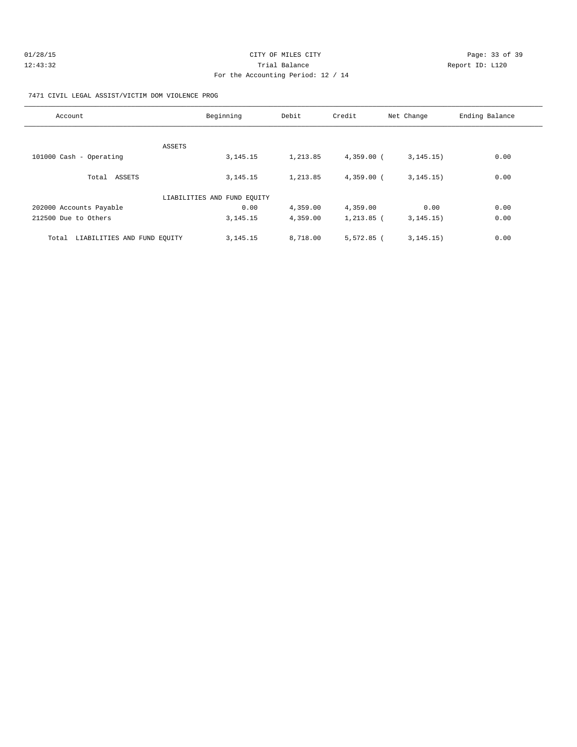CITY OF MILES CITY

Trial Balance

For the Accounting Period: 12 / 14

7471 CIVIL LEGAL ASSIST/VICTIM DOM VIOLENCE PROG

| Account | Beginning | Debit | Credit | Net Change | Ending Balance |
|---|---|---|---|---|---|
| ASSETS | | | | | |
| 101000 Cash - Operating | 3,145.15 | 1,213.85 | 4,359.00 ( | 3,145.15) | 0.00 |
| Total ASSETS | 3,145.15 | 1,213.85 | 4,359.00 ( | 3,145.15) | 0.00 |
| LIABILITIES AND FUND EQUITY | | | | | |
| 202000 Accounts Payable | 0.00 | 4,359.00 | 4,359.00 | 0.00 | 0.00 |
| 212500 Due to Others | 3,145.15 | 4,359.00 | 1,213.85 ( | 3,145.15) | 0.00 |
| Total LIABILITIES AND FUND EQUITY | 3,145.15 | 8,718.00 | 5,572.85 ( | 3,145.15) | 0.00 |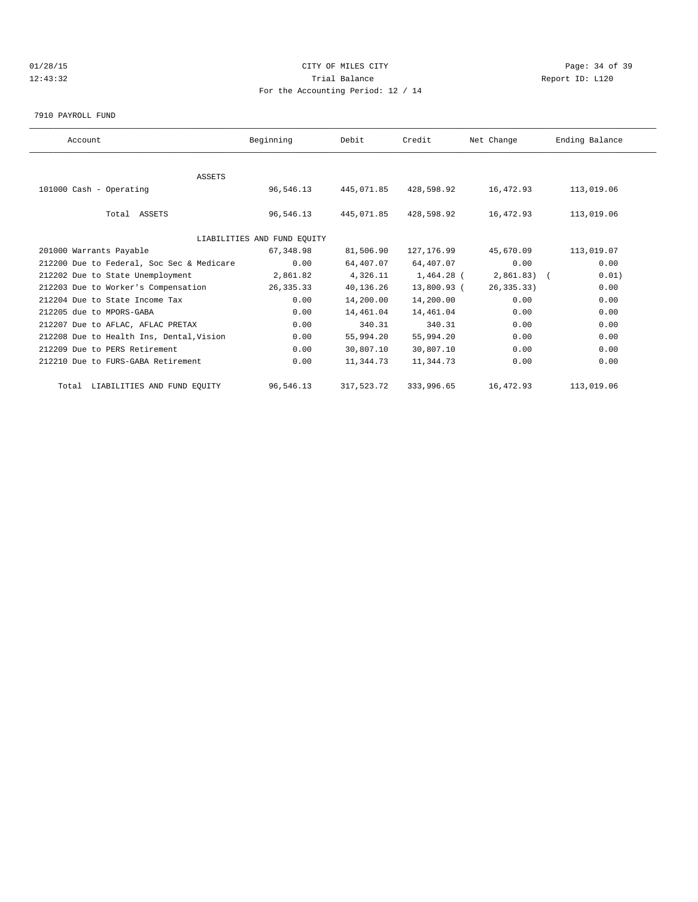CITY OF MILES CITY

Trial Balance

For the Accounting Period: 12 / 14

7910 PAYROLL FUND

| Account | Beginning | Debit | Credit | Net Change | Ending Balance |
|---|---|---|---|---|---|
| ASSETS | | | | | |
| 101000 Cash - Operating | 96,546.13 | 445,071.85 | 428,598.92 | 16,472.93 | 113,019.06 |
| Total ASSETS | 96,546.13 | 445,071.85 | 428,598.92 | 16,472.93 | 113,019.06 |
| LIABILITIES AND FUND EQUITY | | | | | |
| 201000 Warrants Payable | 67,348.98 | 81,506.90 | 127,176.99 | 45,670.09 | 113,019.07 |
| 212200 Due to Federal, Soc Sec & Medicare | 0.00 | 64,407.07 | 64,407.07 | 0.00 | 0.00 |
| 212202 Due to State Unemployment | 2,861.82 | 4,326.11 | 1,464.28 | ( 2,861.83) | ( 0.01) |
| 212203 Due to Worker's Compensation | 26,335.33 | 40,136.26 | 13,800.93 | ( 26,335.33) | 0.00 |
| 212204 Due to State Income Tax | 0.00 | 14,200.00 | 14,200.00 | 0.00 | 0.00 |
| 212205 due to MPORS-GABA | 0.00 | 14,461.04 | 14,461.04 | 0.00 | 0.00 |
| 212207 Due to AFLAC, AFLAC PRETAX | 0.00 | 340.31 | 340.31 | 0.00 | 0.00 |
| 212208 Due to Health Ins, Dental,Vision | 0.00 | 55,994.20 | 55,994.20 | 0.00 | 0.00 |
| 212209 Due to PERS Retirement | 0.00 | 30,807.10 | 30,807.10 | 0.00 | 0.00 |
| 212210 Due to FURS-GABA Retirement | 0.00 | 11,344.73 | 11,344.73 | 0.00 | 0.00 |
| Total LIABILITIES AND FUND EQUITY | 96,546.13 | 317,523.72 | 333,996.65 | 16,472.93 | 113,019.06 |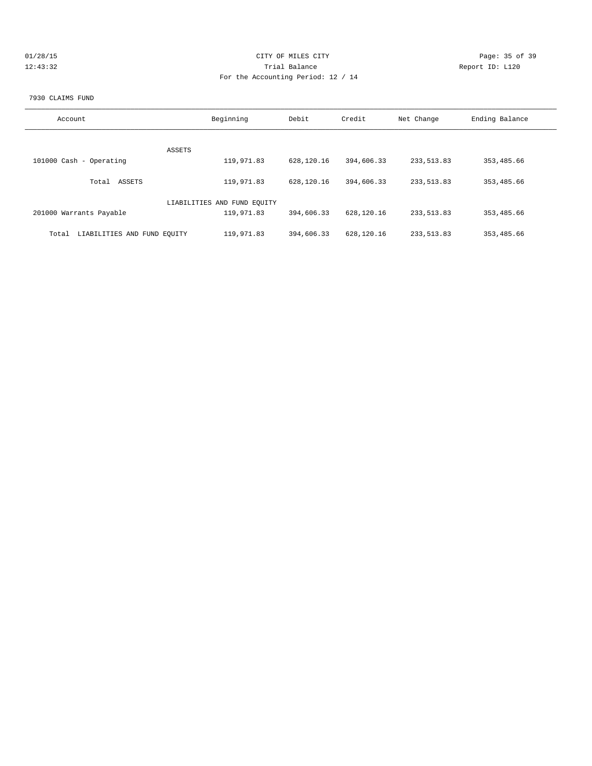CITY OF MILES CITY

Trial Balance

For the Accounting Period: 12 / 14

01/28/15 12:43:32 Report ID: L120

7930 CLAIMS FUND

| Account | Beginning | Debit | Credit | Net Change | Ending Balance |
|---|---|---|---|---|---|
| ASSETS | | | | | |
| 101000 Cash - Operating | 119,971.83 | 628,120.16 | 394,606.33 | 233,513.83 | 353,485.66 |
| Total ASSETS | 119,971.83 | 628,120.16 | 394,606.33 | 233,513.83 | 353,485.66 |
| LIABILITIES AND FUND EQUITY | | | | | |
| 201000 Warrants Payable | 119,971.83 | 394,606.33 | 628,120.16 | 233,513.83 | 353,485.66 |
| Total LIABILITIES AND FUND EQUITY | 119,971.83 | 394,606.33 | 628,120.16 | 233,513.83 | 353,485.66 |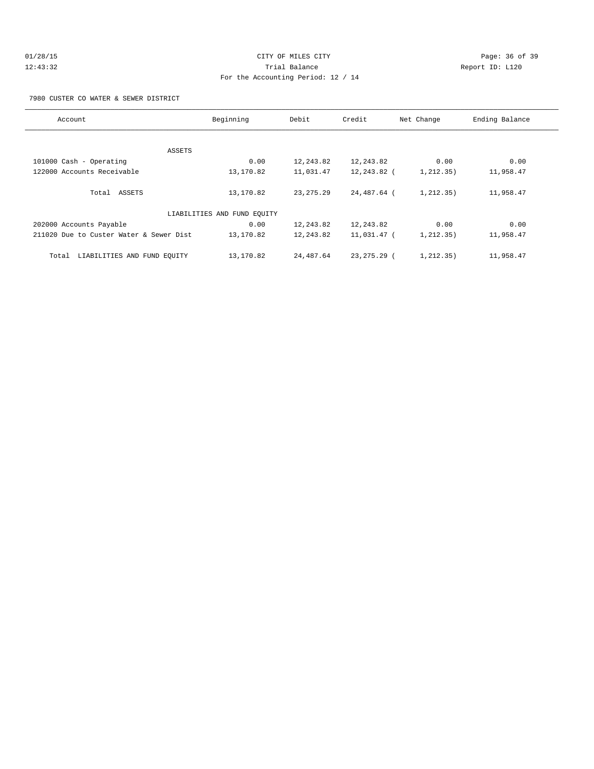01/28/15 CITY OF MILES CITY
12:43:32 Trial Balance Report ID: L120
For the Accounting Period: 12 / 14

7980 CUSTER CO WATER & SEWER DISTRICT

| Account | Beginning | Debit | Credit | Net Change | Ending Balance |
|---|---|---|---|---|---|
| ASSETS | | | | | |
| 101000 Cash - Operating | 0.00 | 12,243.82 | 12,243.82 | 0.00 | 0.00 |
| 122000 Accounts Receivable | 13,170.82 | 11,031.47 | 12,243.82 | ( 1,212.35) | 11,958.47 |
| Total ASSETS | 13,170.82 | 23,275.29 | 24,487.64 | ( 1,212.35) | 11,958.47 |
| LIABILITIES AND FUND EQUITY | | | | | |
| 202000 Accounts Payable | 0.00 | 12,243.82 | 12,243.82 | 0.00 | 0.00 |
| 211020 Due to Custer Water & Sewer Dist | 13,170.82 | 12,243.82 | 11,031.47 | ( 1,212.35) | 11,958.47 |
| Total LIABILITIES AND FUND EQUITY | 13,170.82 | 24,487.64 | 23,275.29 | ( 1,212.35) | 11,958.47 |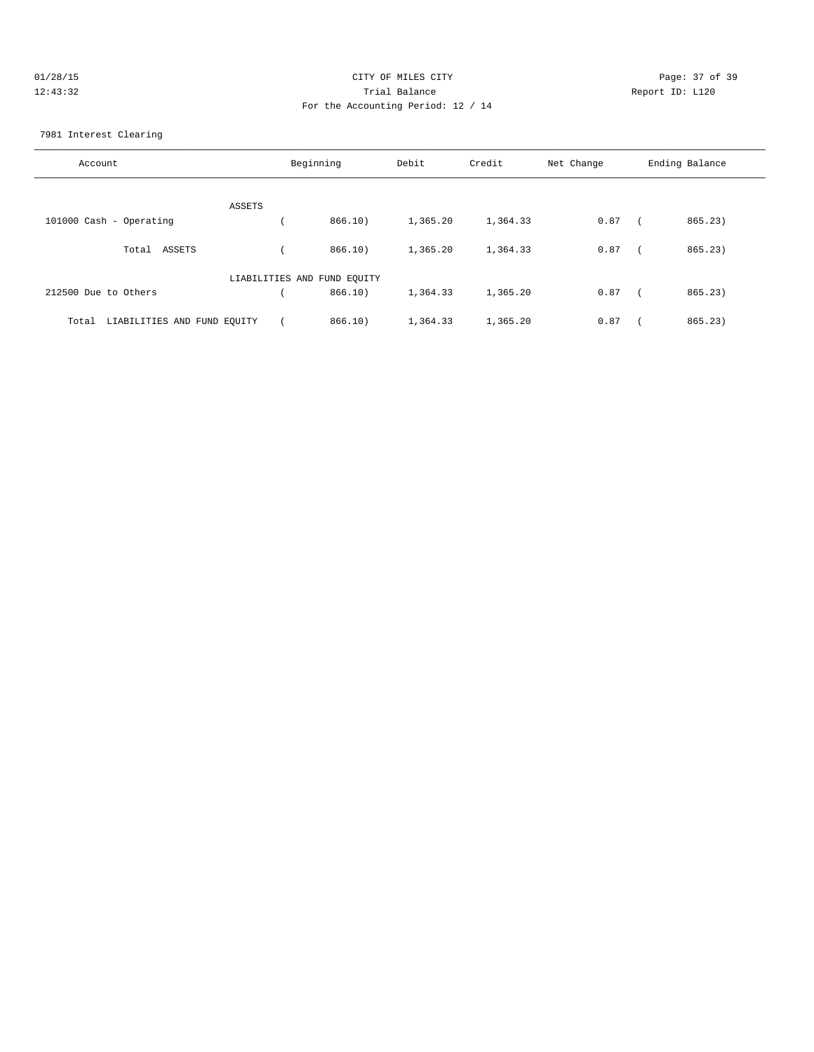CITY OF MILES CITY

Trial Balance

For the Accounting Period: 12 / 14

01/28/15 12:43:32 — Report ID: L120

7981 Interest Clearing

| Account | Beginning | Debit | Credit | Net Change | Ending Balance |
|---|---|---|---|---|---|
| ASSETS | | | | | |
| 101000 Cash - Operating | ( 866.10) | 1,365.20 | 1,364.33 | 0.87 | ( 865.23) |
| Total ASSETS | ( 866.10) | 1,365.20 | 1,364.33 | 0.87 | ( 865.23) |
| LIABILITIES AND FUND EQUITY | | | | | |
| 212500 Due to Others | ( 866.10) | 1,364.33 | 1,365.20 | 0.87 | ( 865.23) |
| Total LIABILITIES AND FUND EQUITY | ( 866.10) | 1,364.33 | 1,365.20 | 0.87 | ( 865.23) |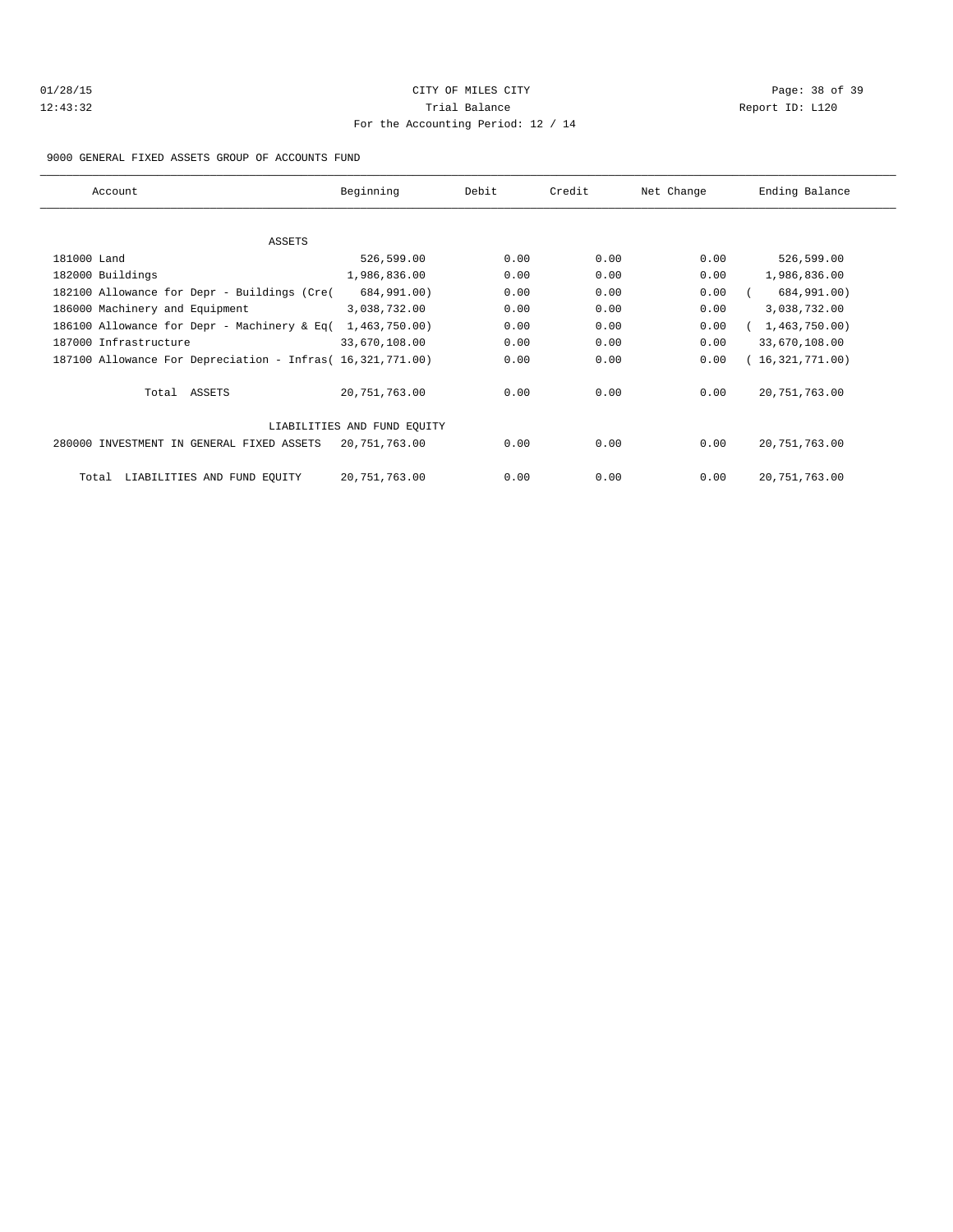CITY OF MILES CITY

Trial Balance

For the Accounting Period: 12 / 14

01/28/15 12:43:32 — Report ID: L120

9000 GENERAL FIXED ASSETS GROUP OF ACCOUNTS FUND

| Account | Beginning | Debit | Credit | Net Change | Ending Balance |
|---|---|---|---|---|---|
| **ASSETS** | | | | | |
| 181000 Land | 526,599.00 | 0.00 | 0.00 | 0.00 | 526,599.00 |
| 182000 Buildings | 1,986,836.00 | 0.00 | 0.00 | 0.00 | 1,986,836.00 |
| 182100 Allowance for Depr - Buildings (Cre( | 684,991.00) | 0.00 | 0.00 | 0.00 | ( 684,991.00) |
| 186000 Machinery and Equipment | 3,038,732.00 | 0.00 | 0.00 | 0.00 | 3,038,732.00 |
| 186100 Allowance for Depr - Machinery & Eq( | 1,463,750.00) | 0.00 | 0.00 | 0.00 | ( 1,463,750.00) |
| 187000 Infrastructure | 33,670,108.00 | 0.00 | 0.00 | 0.00 | 33,670,108.00 |
| 187100 Allowance For Depreciation - Infras( | 16,321,771.00) | 0.00 | 0.00 | 0.00 | ( 16,321,771.00) |
| Total ASSETS | 20,751,763.00 | 0.00 | 0.00 | 0.00 | 20,751,763.00 |
| **LIABILITIES AND FUND EQUITY** | | | | | |
| 280000 INVESTMENT IN GENERAL FIXED ASSETS | 20,751,763.00 | 0.00 | 0.00 | 0.00 | 20,751,763.00 |
| Total LIABILITIES AND FUND EQUITY | 20,751,763.00 | 0.00 | 0.00 | 0.00 | 20,751,763.00 |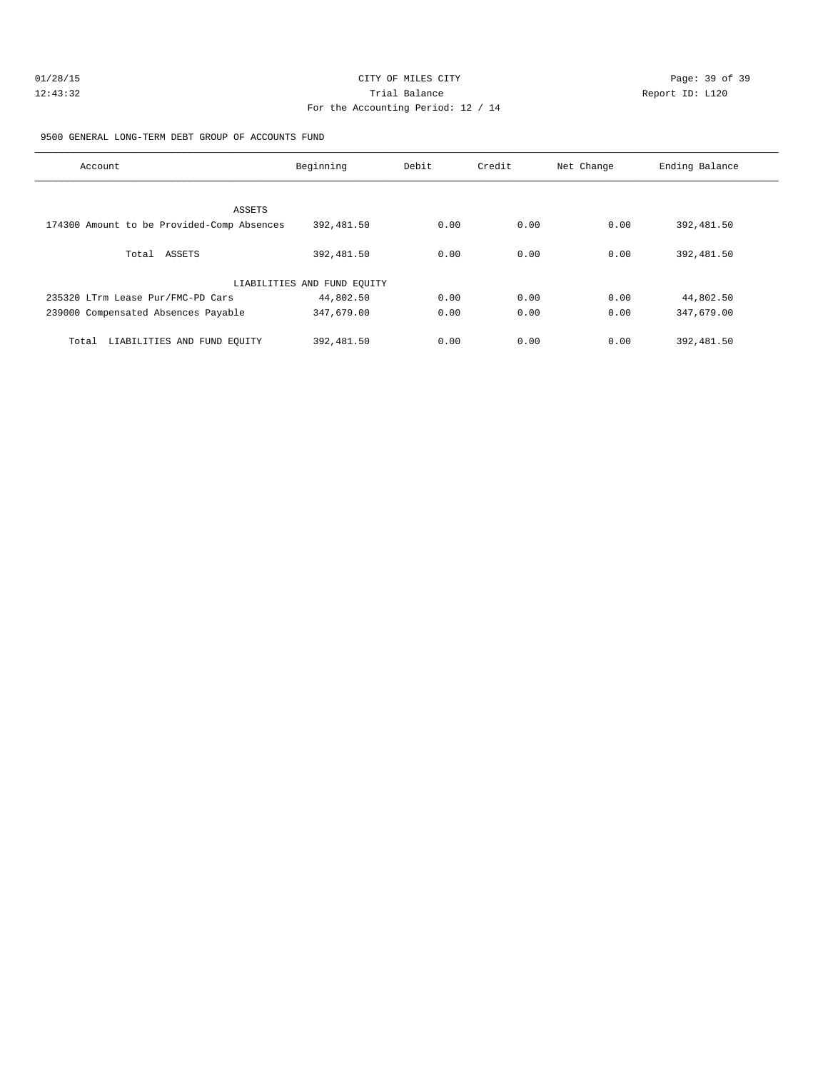CITY OF MILES CITY

Trial Balance

Report ID: L120

For the Accounting Period: 12 / 14

9500 GENERAL LONG-TERM DEBT GROUP OF ACCOUNTS FUND

| Account | Beginning | Debit | Credit | Net Change | Ending Balance |
|---|---|---|---|---|---|
| ASSETS | | | | | |
| 174300 Amount to be Provided-Comp Absences | 392,481.50 | 0.00 | 0.00 | 0.00 | 392,481.50 |
| Total ASSETS | 392,481.50 | 0.00 | 0.00 | 0.00 | 392,481.50 |
| LIABILITIES AND FUND EQUITY | | | | | |
| 235320 LTrm Lease Pur/FMC-PD Cars | 44,802.50 | 0.00 | 0.00 | 0.00 | 44,802.50 |
| 239000 Compensated Absences Payable | 347,679.00 | 0.00 | 0.00 | 0.00 | 347,679.00 |
| Total LIABILITIES AND FUND EQUITY | 392,481.50 | 0.00 | 0.00 | 0.00 | 392,481.50 |